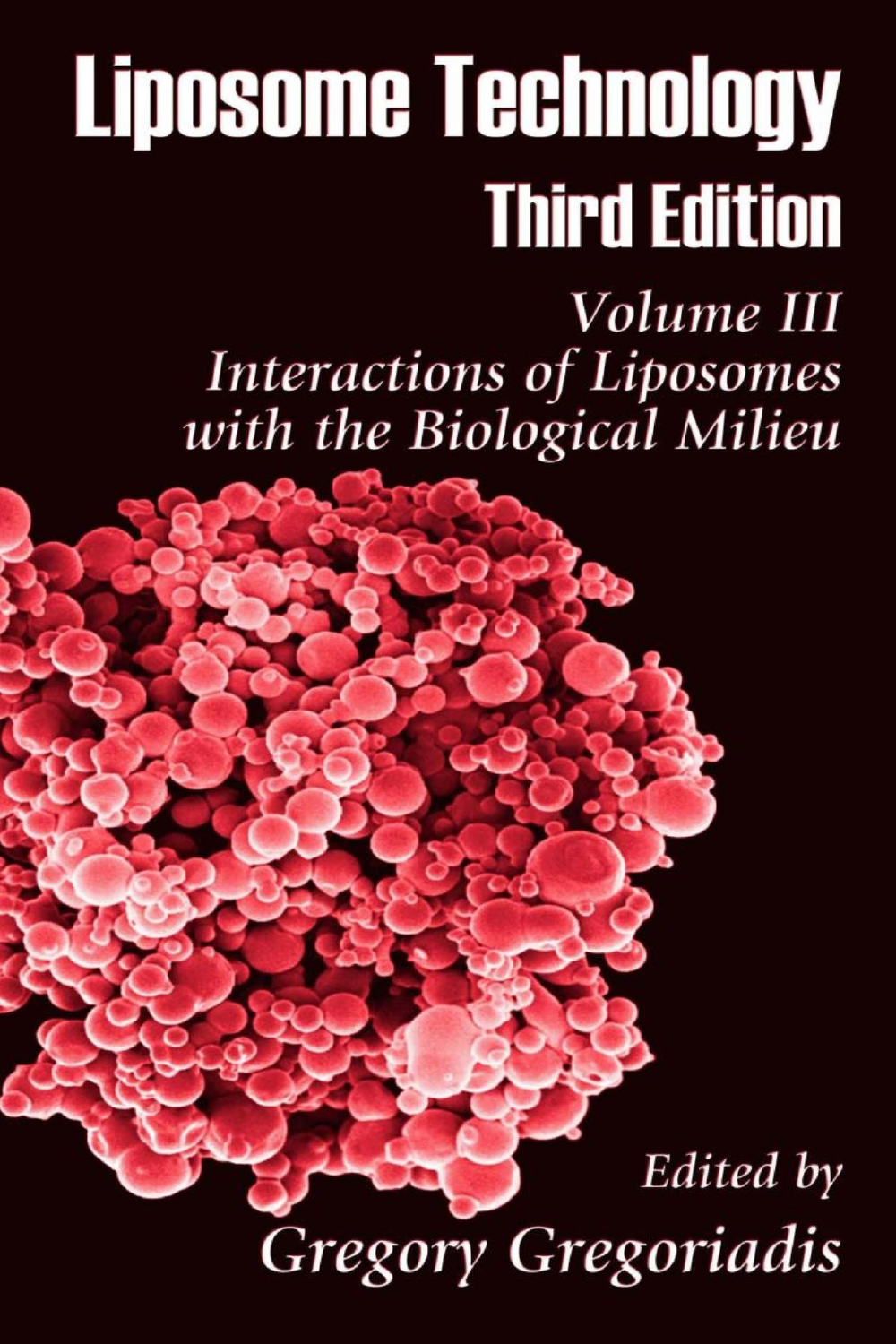# Liposome Technology

## Third Edition

### *Volume III*
### *Interactions of Liposomes with the Biological Milieu*

Edited by

Gregory Gregoriadis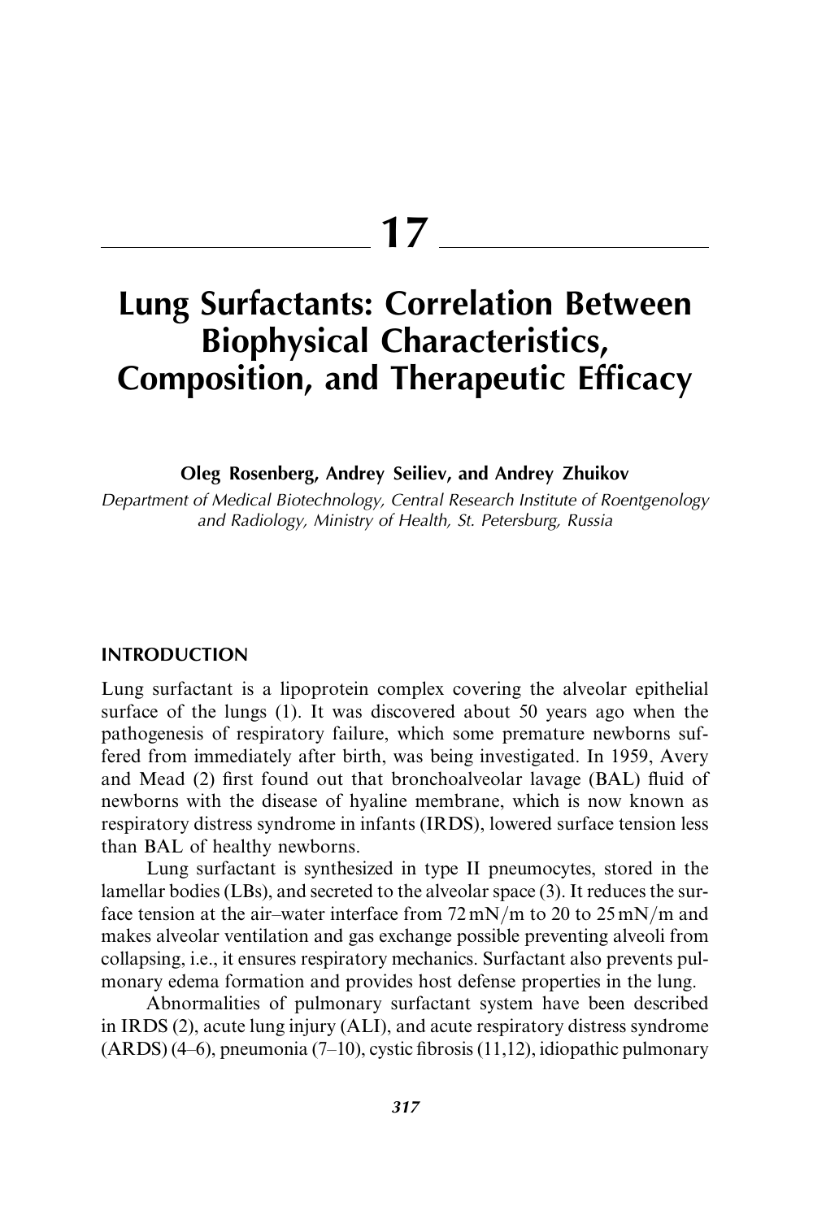# 17

# Lung Surfactants: Correlation Between Biophysical Characteristics, Composition, and Therapeutic Efficacy

**Oleg Rosenberg, Andrey Seiliev, and Andrey Zhuikov**

*Department of Medical Biotechnology, Central Research Institute of Roentgenology and Radiology, Ministry of Health, St. Petersburg, Russia*

## INTRODUCTION

Lung surfactant is a lipoprotein complex covering the alveolar epithelial surface of the lungs (1). It was discovered about 50 years ago when the pathogenesis of respiratory failure, which some premature newborns suffered from immediately after birth, was being investigated. In 1959, Avery and Mead (2) first found out that bronchoalveolar lavage (BAL) fluid of newborns with the disease of hyaline membrane, which is now known as respiratory distress syndrome in infants (IRDS), lowered surface tension less than BAL of healthy newborns.

Lung surfactant is synthesized in type II pneumocytes, stored in the lamellar bodies (LBs), and secreted to the alveolar space (3). It reduces the surface tension at the air–water interface from 72 mN/m to 20 to 25 mN/m and makes alveolar ventilation and gas exchange possible preventing alveoli from collapsing, i.e., it ensures respiratory mechanics. Surfactant also prevents pulmonary edema formation and provides host defense properties in the lung.

Abnormalities of pulmonary surfactant system have been described in IRDS (2), acute lung injury (ALI), and acute respiratory distress syndrome (ARDS) (4–6), pneumonia (7–10), cystic fibrosis (11,12), idiopathic pulmonary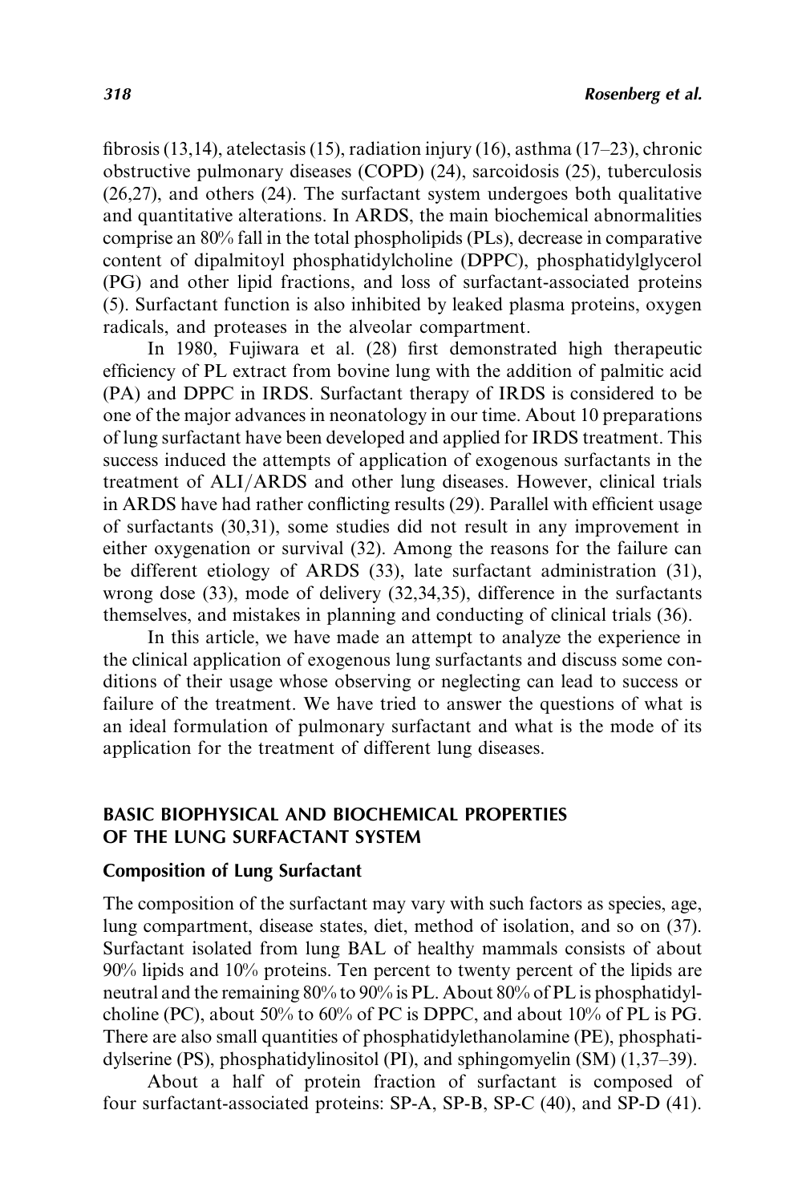fibrosis (13,14), atelectasis (15), radiation injury (16), asthma (17–23), chronic obstructive pulmonary diseases (COPD) (24), sarcoidosis (25), tuberculosis (26,27), and others (24). The surfactant system undergoes both qualitative and quantitative alterations. In ARDS, the main biochemical abnormalities comprise an 80% fall in the total phospholipids (PLs), decrease in comparative content of dipalmitoyl phosphatidylcholine (DPPC), phosphatidylglycerol (PG) and other lipid fractions, and loss of surfactant-associated proteins (5). Surfactant function is also inhibited by leaked plasma proteins, oxygen radicals, and proteases in the alveolar compartment.

In 1980, Fujiwara et al. (28) first demonstrated high therapeutic efficiency of PL extract from bovine lung with the addition of palmitic acid (PA) and DPPC in IRDS. Surfactant therapy of IRDS is considered to be one of the major advances in neonatology in our time. About 10 preparations of lung surfactant have been developed and applied for IRDS treatment. This success induced the attempts of application of exogenous surfactants in the treatment of ALI/ARDS and other lung diseases. However, clinical trials in ARDS have had rather conflicting results (29). Parallel with efficient usage of surfactants (30,31), some studies did not result in any improvement in either oxygenation or survival (32). Among the reasons for the failure can be different etiology of ARDS (33), late surfactant administration (31), wrong dose (33), mode of delivery (32,34,35), difference in the surfactants themselves, and mistakes in planning and conducting of clinical trials (36).

In this article, we have made an attempt to analyze the experience in the clinical application of exogenous lung surfactants and discuss some conditions of their usage whose observing or neglecting can lead to success or failure of the treatment. We have tried to answer the questions of what is an ideal formulation of pulmonary surfactant and what is the mode of its application for the treatment of different lung diseases.

## BASIC BIOPHYSICAL AND BIOCHEMICAL PROPERTIES OF THE LUNG SURFACTANT SYSTEM

### Composition of Lung Surfactant

The composition of the surfactant may vary with such factors as species, age, lung compartment, disease states, diet, method of isolation, and so on (37). Surfactant isolated from lung BAL of healthy mammals consists of about 90% lipids and 10% proteins. Ten percent to twenty percent of the lipids are neutral and the remaining 80% to 90% is PL. About 80% of PL is phosphatidylcholine (PC), about 50% to 60% of PC is DPPC, and about 10% of PL is PG. There are also small quantities of phosphatidylethanolamine (PE), phosphatidylserine (PS), phosphatidylinositol (PI), and sphingomyelin (SM) (1,37–39).

About a half of protein fraction of surfactant is composed of four surfactant-associated proteins: SP-A, SP-B, SP-C (40), and SP-D (41).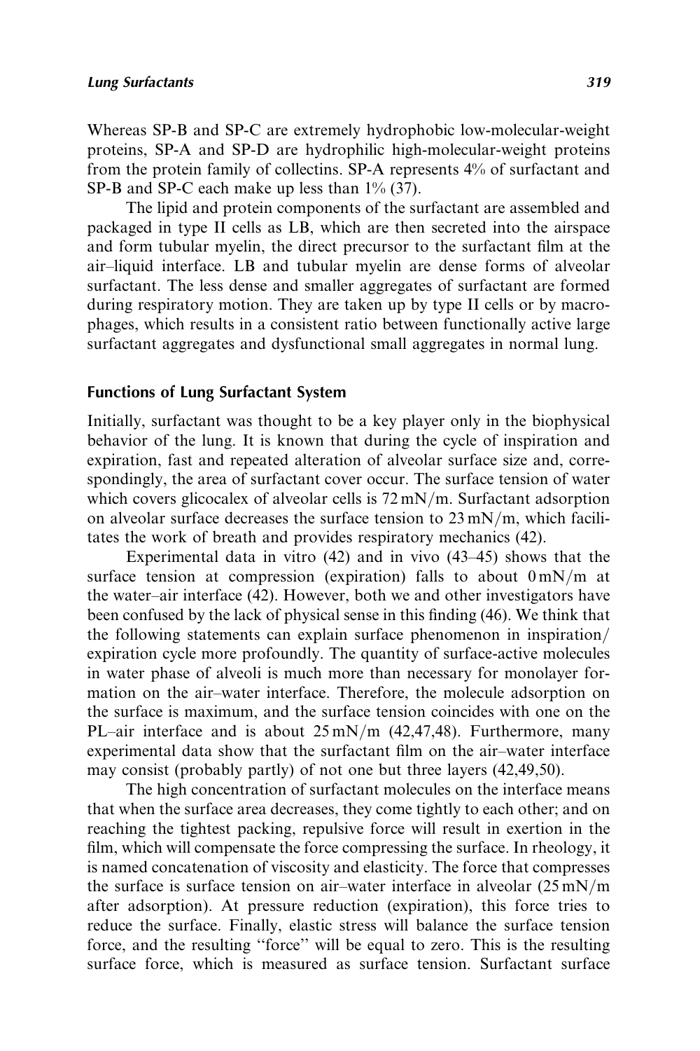Whereas SP-B and SP-C are extremely hydrophobic low-molecular-weight proteins, SP-A and SP-D are hydrophilic high-molecular-weight proteins from the protein family of collectins. SP-A represents 4% of surfactant and SP-B and SP-C each make up less than 1% (37).

The lipid and protein components of the surfactant are assembled and packaged in type II cells as LB, which are then secreted into the airspace and form tubular myelin, the direct precursor to the surfactant film at the air–liquid interface. LB and tubular myelin are dense forms of alveolar surfactant. The less dense and smaller aggregates of surfactant are formed during respiratory motion. They are taken up by type II cells or by macrophages, which results in a consistent ratio between functionally active large surfactant aggregates and dysfunctional small aggregates in normal lung.

## Functions of Lung Surfactant System

Initially, surfactant was thought to be a key player only in the biophysical behavior of the lung. It is known that during the cycle of inspiration and expiration, fast and repeated alteration of alveolar surface size and, correspondingly, the area of surfactant cover occur. The surface tension of water which covers glicocalex of alveolar cells is 72 mN/m. Surfactant adsorption on alveolar surface decreases the surface tension to 23 mN/m, which facilitates the work of breath and provides respiratory mechanics (42).

Experimental data in vitro (42) and in vivo (43–45) shows that the surface tension at compression (expiration) falls to about 0 mN/m at the water–air interface (42). However, both we and other investigators have been confused by the lack of physical sense in this finding (46). We think that the following statements can explain surface phenomenon in inspiration/expiration cycle more profoundly. The quantity of surface-active molecules in water phase of alveoli is much more than necessary for monolayer formation on the air–water interface. Therefore, the molecule adsorption on the surface is maximum, and the surface tension coincides with one on the PL–air interface and is about 25 mN/m (42,47,48). Furthermore, many experimental data show that the surfactant film on the air–water interface may consist (probably partly) of not one but three layers (42,49,50).

The high concentration of surfactant molecules on the interface means that when the surface area decreases, they come tightly to each other; and on reaching the tightest packing, repulsive force will result in exertion in the film, which will compensate the force compressing the surface. In rheology, it is named concatenation of viscosity and elasticity. The force that compresses the surface is surface tension on air–water interface in alveolar (25 mN/m after adsorption). At pressure reduction (expiration), this force tries to reduce the surface. Finally, elastic stress will balance the surface tension force, and the resulting "force" will be equal to zero. This is the resulting surface force, which is measured as surface tension. Surfactant surface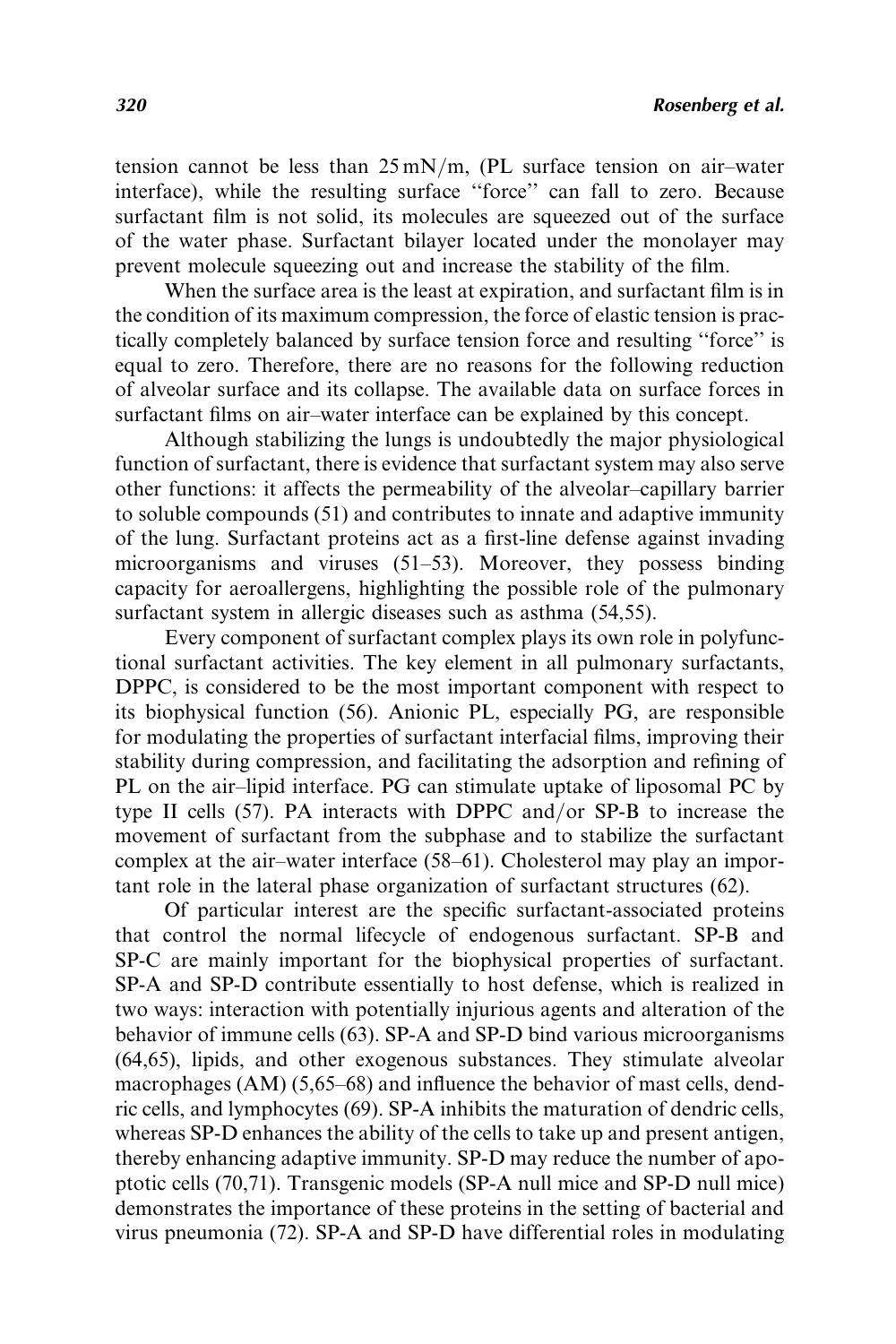tension cannot be less than 25 mN/m, (PL surface tension on air–water interface), while the resulting surface "force" can fall to zero. Because surfactant film is not solid, its molecules are squeezed out of the surface of the water phase. Surfactant bilayer located under the monolayer may prevent molecule squeezing out and increase the stability of the film.

When the surface area is the least at expiration, and surfactant film is in the condition of its maximum compression, the force of elastic tension is practically completely balanced by surface tension force and resulting "force" is equal to zero. Therefore, there are no reasons for the following reduction of alveolar surface and its collapse. The available data on surface forces in surfactant films on air–water interface can be explained by this concept.

Although stabilizing the lungs is undoubtedly the major physiological function of surfactant, there is evidence that surfactant system may also serve other functions: it affects the permeability of the alveolar–capillary barrier to soluble compounds (51) and contributes to innate and adaptive immunity of the lung. Surfactant proteins act as a first-line defense against invading microorganisms and viruses (51–53). Moreover, they possess binding capacity for aeroallergens, highlighting the possible role of the pulmonary surfactant system in allergic diseases such as asthma (54,55).

Every component of surfactant complex plays its own role in polyfunctional surfactant activities. The key element in all pulmonary surfactants, DPPC, is considered to be the most important component with respect to its biophysical function (56). Anionic PL, especially PG, are responsible for modulating the properties of surfactant interfacial films, improving their stability during compression, and facilitating the adsorption and refining of PL on the air–lipid interface. PG can stimulate uptake of liposomal PC by type II cells (57). PA interacts with DPPC and/or SP-B to increase the movement of surfactant from the subphase and to stabilize the surfactant complex at the air–water interface (58–61). Cholesterol may play an important role in the lateral phase organization of surfactant structures (62).

Of particular interest are the specific surfactant-associated proteins that control the normal lifecycle of endogenous surfactant. SP-B and SP-C are mainly important for the biophysical properties of surfactant. SP-A and SP-D contribute essentially to host defense, which is realized in two ways: interaction with potentially injurious agents and alteration of the behavior of immune cells (63). SP-A and SP-D bind various microorganisms (64,65), lipids, and other exogenous substances. They stimulate alveolar macrophages (AM) (5,65–68) and influence the behavior of mast cells, dendric cells, and lymphocytes (69). SP-A inhibits the maturation of dendric cells, whereas SP-D enhances the ability of the cells to take up and present antigen, thereby enhancing adaptive immunity. SP-D may reduce the number of apoptotic cells (70,71). Transgenic models (SP-A null mice and SP-D null mice) demonstrates the importance of these proteins in the setting of bacterial and virus pneumonia (72). SP-A and SP-D have differential roles in modulating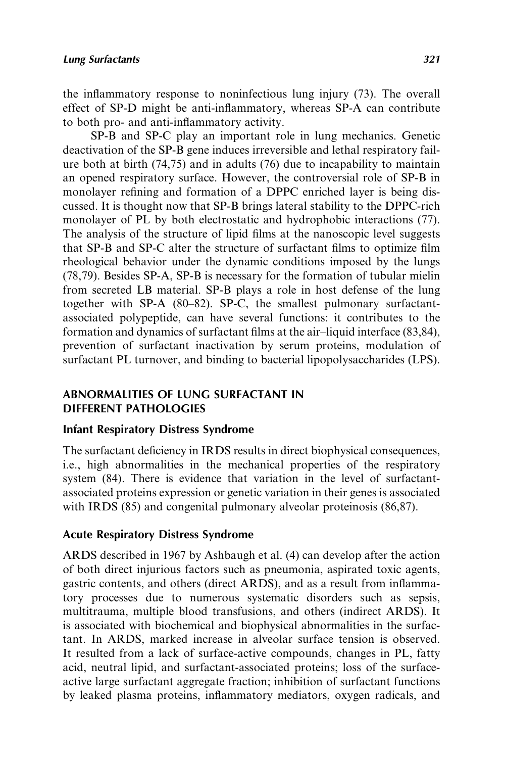the inflammatory response to noninfectious lung injury (73). The overall effect of SP-D might be anti-inflammatory, whereas SP-A can contribute to both pro- and anti-inflammatory activity.

SP-B and SP-C play an important role in lung mechanics. Genetic deactivation of the SP-B gene induces irreversible and lethal respiratory failure both at birth (74,75) and in adults (76) due to incapability to maintain an opened respiratory surface. However, the controversial role of SP-B in monolayer refining and formation of a DPPC enriched layer is being discussed. It is thought now that SP-B brings lateral stability to the DPPC-rich monolayer of PL by both electrostatic and hydrophobic interactions (77). The analysis of the structure of lipid films at the nanoscopic level suggests that SP-B and SP-C alter the structure of surfactant films to optimize film rheological behavior under the dynamic conditions imposed by the lungs (78,79). Besides SP-A, SP-B is necessary for the formation of tubular mielin from secreted LB material. SP-B plays a role in host defense of the lung together with SP-A (80–82). SP-C, the smallest pulmonary surfactant-associated polypeptide, can have several functions: it contributes to the formation and dynamics of surfactant films at the air–liquid interface (83,84), prevention of surfactant inactivation by serum proteins, modulation of surfactant PL turnover, and binding to bacterial lipopolysaccharides (LPS).

## ABNORMALITIES OF LUNG SURFACTANT IN DIFFERENT PATHOLOGIES

### Infant Respiratory Distress Syndrome

The surfactant deficiency in IRDS results in direct biophysical consequences, i.e., high abnormalities in the mechanical properties of the respiratory system (84). There is evidence that variation in the level of surfactant-associated proteins expression or genetic variation in their genes is associated with IRDS (85) and congenital pulmonary alveolar proteinosis (86,87).

### Acute Respiratory Distress Syndrome

ARDS described in 1967 by Ashbaugh et al. (4) can develop after the action of both direct injurious factors such as pneumonia, aspirated toxic agents, gastric contents, and others (direct ARDS), and as a result from inflammatory processes due to numerous systematic disorders such as sepsis, multitrauma, multiple blood transfusions, and others (indirect ARDS). It is associated with biochemical and biophysical abnormalities in the surfactant. In ARDS, marked increase in alveolar surface tension is observed. It resulted from a lack of surface-active compounds, changes in PL, fatty acid, neutral lipid, and surfactant-associated proteins; loss of the surface-active large surfactant aggregate fraction; inhibition of surfactant functions by leaked plasma proteins, inflammatory mediators, oxygen radicals, and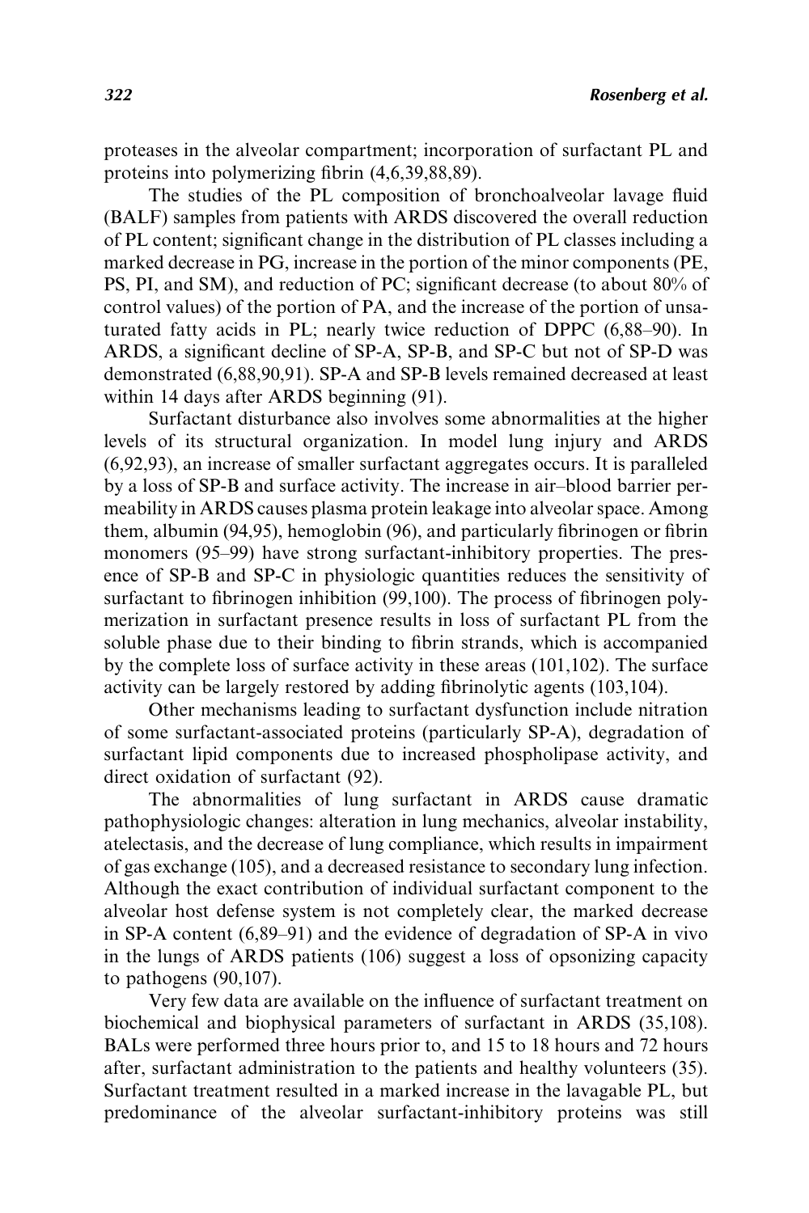proteases in the alveolar compartment; incorporation of surfactant PL and proteins into polymerizing fibrin (4,6,39,88,89).

The studies of the PL composition of bronchoalveolar lavage fluid (BALF) samples from patients with ARDS discovered the overall reduction of PL content; significant change in the distribution of PL classes including a marked decrease in PG, increase in the portion of the minor components (PE, PS, PI, and SM), and reduction of PC; significant decrease (to about 80% of control values) of the portion of PA, and the increase of the portion of unsaturated fatty acids in PL; nearly twice reduction of DPPC (6,88–90). In ARDS, a significant decline of SP-A, SP-B, and SP-C but not of SP-D was demonstrated (6,88,90,91). SP-A and SP-B levels remained decreased at least within 14 days after ARDS beginning (91).

Surfactant disturbance also involves some abnormalities at the higher levels of its structural organization. In model lung injury and ARDS (6,92,93), an increase of smaller surfactant aggregates occurs. It is paralleled by a loss of SP-B and surface activity. The increase in air–blood barrier permeability in ARDS causes plasma protein leakage into alveolar space. Among them, albumin (94,95), hemoglobin (96), and particularly fibrinogen or fibrin monomers (95–99) have strong surfactant-inhibitory properties. The presence of SP-B and SP-C in physiologic quantities reduces the sensitivity of surfactant to fibrinogen inhibition (99,100). The process of fibrinogen polymerization in surfactant presence results in loss of surfactant PL from the soluble phase due to their binding to fibrin strands, which is accompanied by the complete loss of surface activity in these areas (101,102). The surface activity can be largely restored by adding fibrinolytic agents (103,104).

Other mechanisms leading to surfactant dysfunction include nitration of some surfactant-associated proteins (particularly SP-A), degradation of surfactant lipid components due to increased phospholipase activity, and direct oxidation of surfactant (92).

The abnormalities of lung surfactant in ARDS cause dramatic pathophysiologic changes: alteration in lung mechanics, alveolar instability, atelectasis, and the decrease of lung compliance, which results in impairment of gas exchange (105), and a decreased resistance to secondary lung infection. Although the exact contribution of individual surfactant component to the alveolar host defense system is not completely clear, the marked decrease in SP-A content (6,89–91) and the evidence of degradation of SP-A in vivo in the lungs of ARDS patients (106) suggest a loss of opsonizing capacity to pathogens (90,107).

Very few data are available on the influence of surfactant treatment on biochemical and biophysical parameters of surfactant in ARDS (35,108). BALs were performed three hours prior to, and 15 to 18 hours and 72 hours after, surfactant administration to the patients and healthy volunteers (35). Surfactant treatment resulted in a marked increase in the lavagable PL, but predominance of the alveolar surfactant-inhibitory proteins was still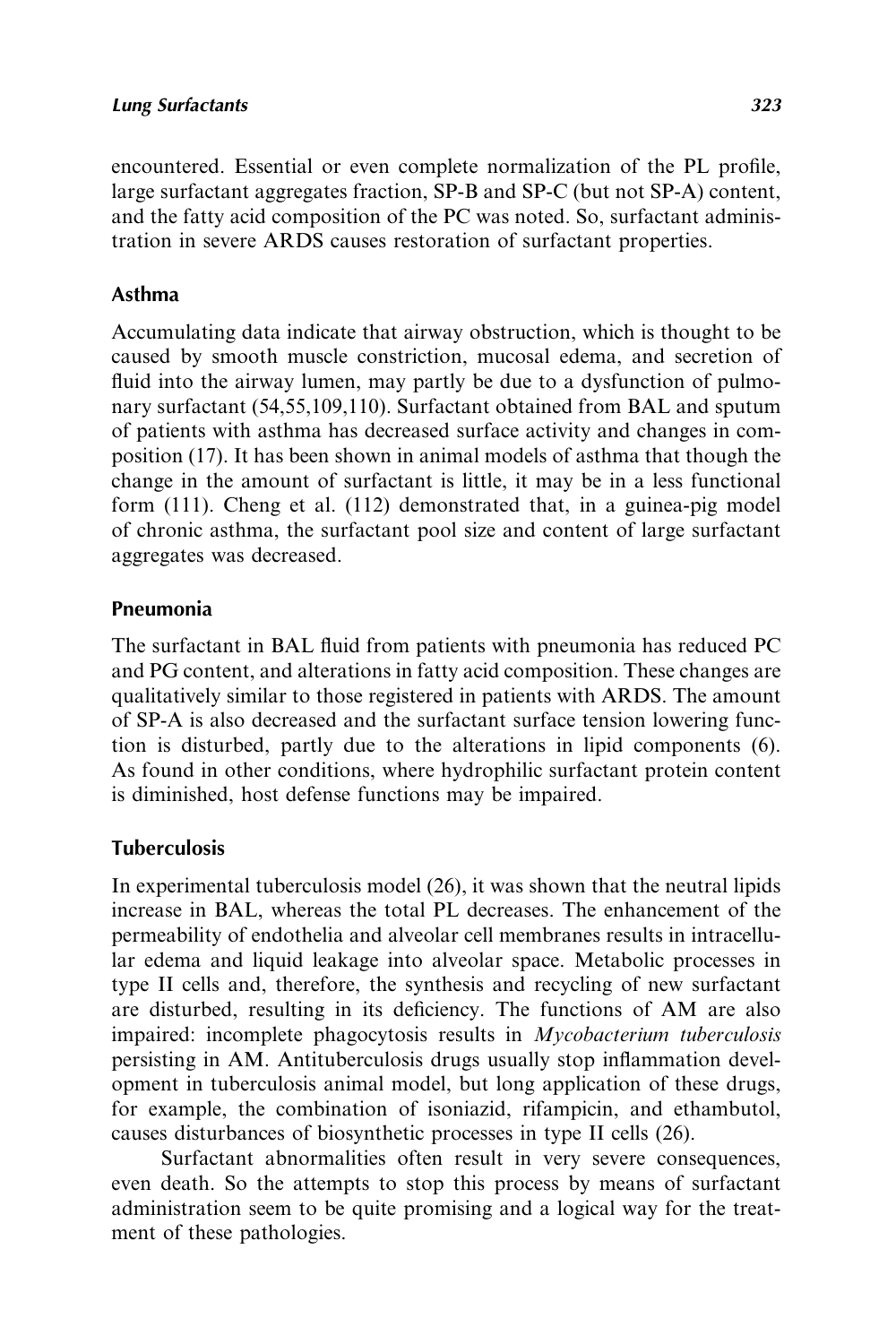encountered. Essential or even complete normalization of the PL profile, large surfactant aggregates fraction, SP-B and SP-C (but not SP-A) content, and the fatty acid composition of the PC was noted. So, surfactant administration in severe ARDS causes restoration of surfactant properties.

## Asthma

Accumulating data indicate that airway obstruction, which is thought to be caused by smooth muscle constriction, mucosal edema, and secretion of fluid into the airway lumen, may partly be due to a dysfunction of pulmonary surfactant (54,55,109,110). Surfactant obtained from BAL and sputum of patients with asthma has decreased surface activity and changes in composition (17). It has been shown in animal models of asthma that though the change in the amount of surfactant is little, it may be in a less functional form (111). Cheng et al. (112) demonstrated that, in a guinea-pig model of chronic asthma, the surfactant pool size and content of large surfactant aggregates was decreased.

## Pneumonia

The surfactant in BAL fluid from patients with pneumonia has reduced PC and PG content, and alterations in fatty acid composition. These changes are qualitatively similar to those registered in patients with ARDS. The amount of SP-A is also decreased and the surfactant surface tension lowering function is disturbed, partly due to the alterations in lipid components (6). As found in other conditions, where hydrophilic surfactant protein content is diminished, host defense functions may be impaired.

## Tuberculosis

In experimental tuberculosis model (26), it was shown that the neutral lipids increase in BAL, whereas the total PL decreases. The enhancement of the permeability of endothelia and alveolar cell membranes results in intracellular edema and liquid leakage into alveolar space. Metabolic processes in type II cells and, therefore, the synthesis and recycling of new surfactant are disturbed, resulting in its deficiency. The functions of AM are also impaired: incomplete phagocytosis results in *Mycobacterium tuberculosis* persisting in AM. Antituberculosis drugs usually stop inflammation development in tuberculosis animal model, but long application of these drugs, for example, the combination of isoniazid, rifampicin, and ethambutol, causes disturbances of biosynthetic processes in type II cells (26).

Surfactant abnormalities often result in very severe consequences, even death. So the attempts to stop this process by means of surfactant administration seem to be quite promising and a logical way for the treatment of these pathologies.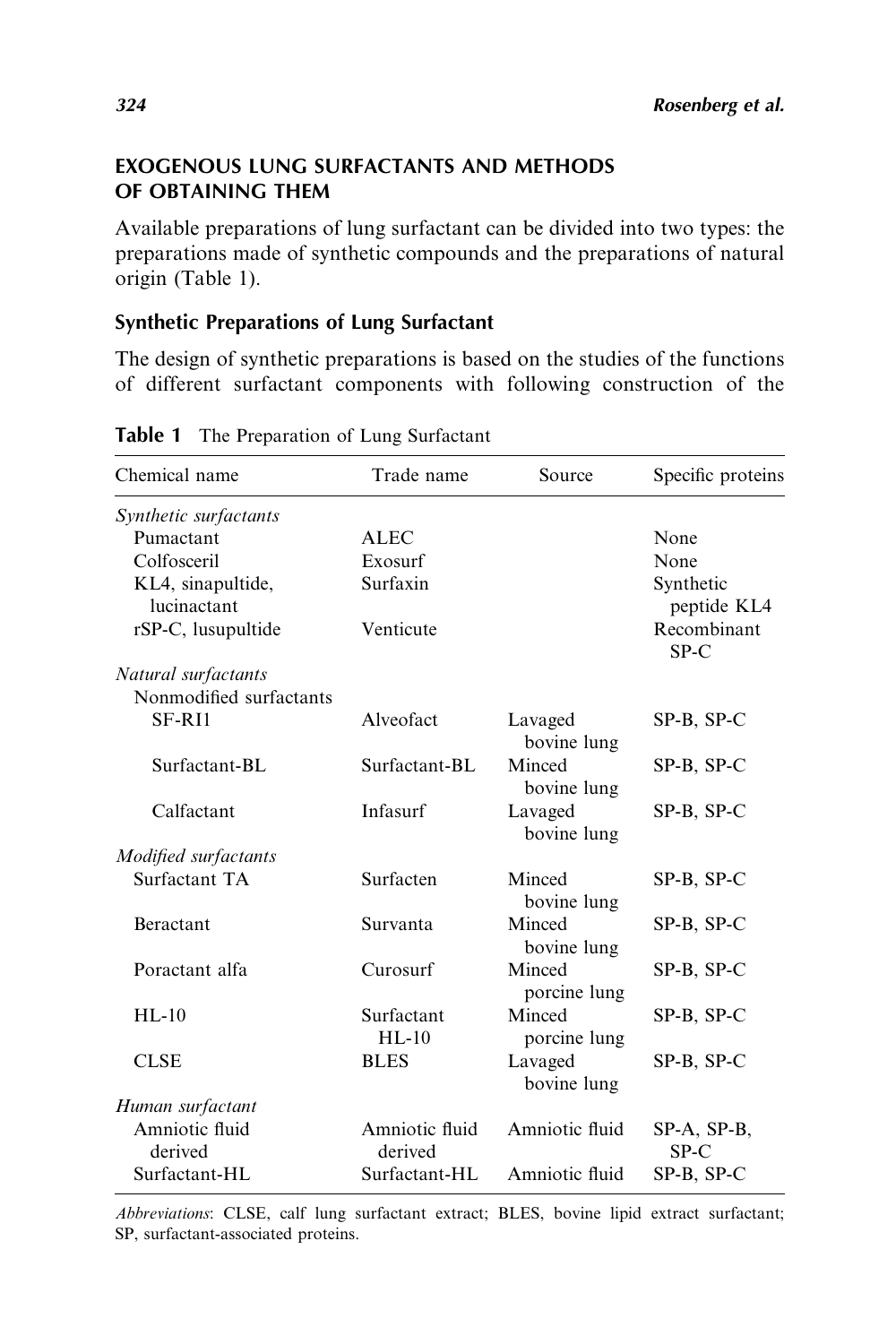## EXOGENOUS LUNG SURFACTANTS AND METHODS OF OBTAINING THEM

Available preparations of lung surfactant can be divided into two types: the preparations made of synthetic compounds and the preparations of natural origin (Table 1).

### Synthetic Preparations of Lung Surfactant

The design of synthetic preparations is based on the studies of the functions of different surfactant components with following construction of the

**Table 1** The Preparation of Lung Surfactant

| Chemical name | Trade name | Source | Specific proteins |
|---|---|---|---|
| *Synthetic surfactants* | | | |
| Pumactant | ALEC | | None |
| Colfosceril | Exosurf | | None |
| KL4, sinapultide, lucinactant | Surfaxin | | Synthetic peptide KL4 |
| rSP-C, lusupultide | Venticute | | Recombinant SP-C |
| *Natural surfactants* | | | |
| Nonmodified surfactants | | | |
| SF-RI1 | Alveofact | Lavaged bovine lung | SP-B, SP-C |
| Surfactant-BL | Surfactant-BL | Minced bovine lung | SP-B, SP-C |
| Calfactant | Infasurf | Lavaged bovine lung | SP-B, SP-C |
| *Modified surfactants* | | | |
| Surfactant TA | Surfacten | Minced bovine lung | SP-B, SP-C |
| Beractant | Survanta | Minced bovine lung | SP-B, SP-C |
| Poractant alfa | Curosurf | Minced porcine lung | SP-B, SP-C |
| HL-10 | Surfactant HL-10 | Minced porcine lung | SP-B, SP-C |
| CLSE | BLES | Lavaged bovine lung | SP-B, SP-C |
| *Human surfactant* | | | |
| Amniotic fluid derived | Amniotic fluid derived | Amniotic fluid | SP-A, SP-B, SP-C |
| Surfactant-HL | Surfactant-HL | Amniotic fluid | SP-B, SP-C |

*Abbreviations*: CLSE, calf lung surfactant extract; BLES, bovine lipid extract surfactant; SP, surfactant-associated proteins.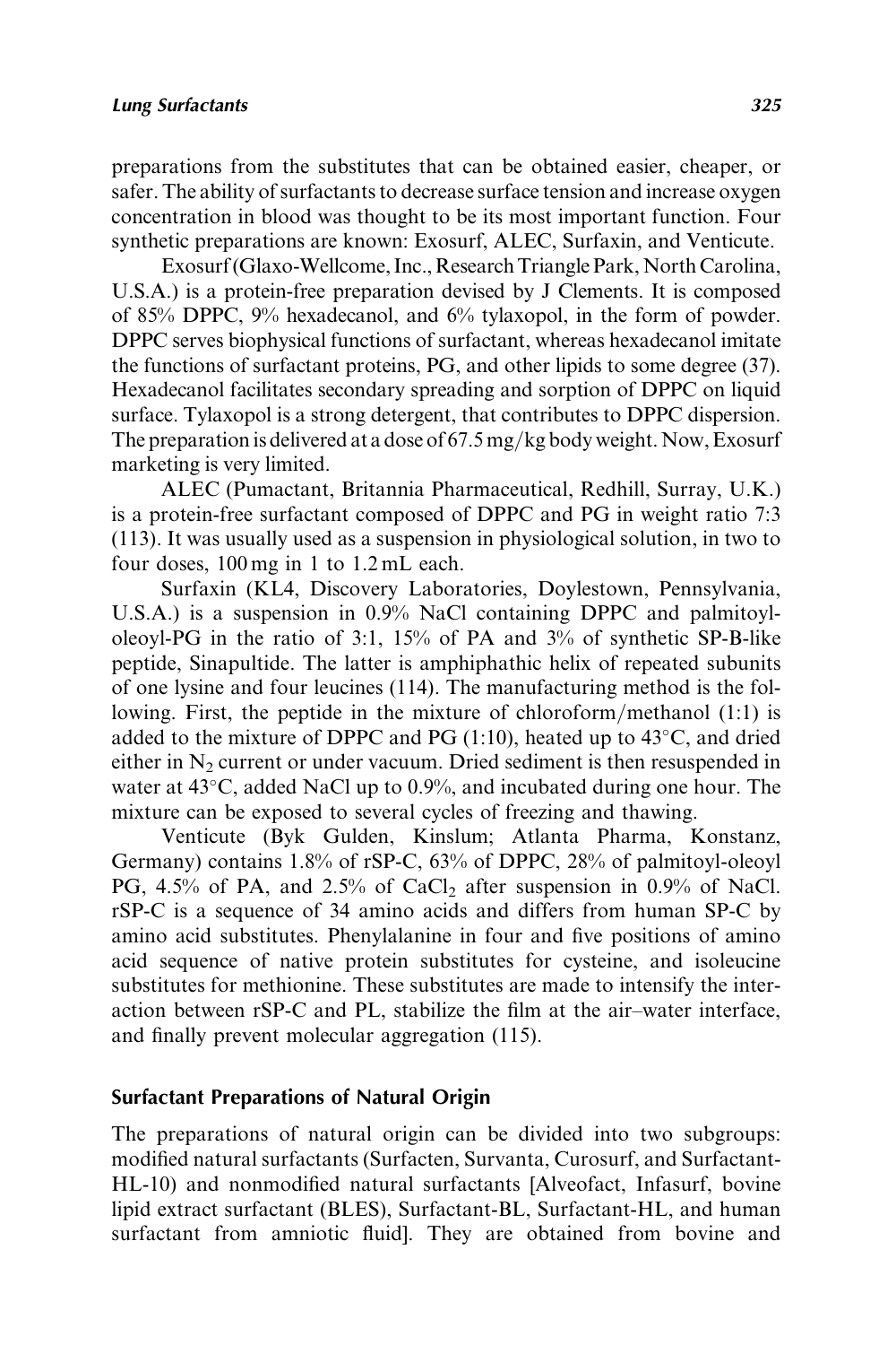preparations from the substitutes that can be obtained easier, cheaper, or safer. The ability of surfactants to decrease surface tension and increase oxygen concentration in blood was thought to be its most important function. Four synthetic preparations are known: Exosurf, ALEC, Surfaxin, and Venticute.

Exosurf (Glaxo-Wellcome, Inc., Research Triangle Park, North Carolina, U.S.A.) is a protein-free preparation devised by J Clements. It is composed of 85% DPPC, 9% hexadecanol, and 6% tylaxopol, in the form of powder. DPPC serves biophysical functions of surfactant, whereas hexadecanol imitate the functions of surfactant proteins, PG, and other lipids to some degree (37). Hexadecanol facilitates secondary spreading and sorption of DPPC on liquid surface. Tylaxopol is a strong detergent, that contributes to DPPC dispersion. The preparation is delivered at a dose of 67.5 mg/kg body weight. Now, Exosurf marketing is very limited.

ALEC (Pumactant, Britannia Pharmaceutical, Redhill, Surray, U.K.) is a protein-free surfactant composed of DPPC and PG in weight ratio 7:3 (113). It was usually used as a suspension in physiological solution, in two to four doses, 100 mg in 1 to 1.2 mL each.

Surfaxin (KL4, Discovery Laboratories, Doylestown, Pennsylvania, U.S.A.) is a suspension in 0.9% NaCl containing DPPC and palmitoyl-oleoyl-PG in the ratio of 3:1, 15% of PA and 3% of synthetic SP-B-like peptide, Sinapultide. The latter is amphiphathic helix of repeated subunits of one lysine and four leucines (114). The manufacturing method is the following. First, the peptide in the mixture of chloroform/methanol (1:1) is added to the mixture of DPPC and PG (1:10), heated up to 43°C, and dried either in $N_2$ current or under vacuum. Dried sediment is then resuspended in water at 43°C, added NaCl up to 0.9%, and incubated during one hour. The mixture can be exposed to several cycles of freezing and thawing.

Venticute (Byk Gulden, Kinslum; Atlanta Pharma, Konstanz, Germany) contains 1.8% of rSP-C, 63% of DPPC, 28% of palmitoyl-oleoyl PG, 4.5% of PA, and 2.5% of $CaCl_2$ after suspension in 0.9% of NaCl. rSP-C is a sequence of 34 amino acids and differs from human SP-C by amino acid substitutes. Phenylalanine in four and five positions of amino acid sequence of native protein substitutes for cysteine, and isoleucine substitutes for methionine. These substitutes are made to intensify the interaction between rSP-C and PL, stabilize the film at the air–water interface, and finally prevent molecular aggregation (115).

## Surfactant Preparations of Natural Origin

The preparations of natural origin can be divided into two subgroups: modified natural surfactants (Surfacten, Survanta, Curosurf, and Surfactant-HL-10) and nonmodified natural surfactants [Alveofact, Infasurf, bovine lipid extract surfactant (BLES), Surfactant-BL, Surfactant-HL, and human surfactant from amniotic fluid]. They are obtained from bovine and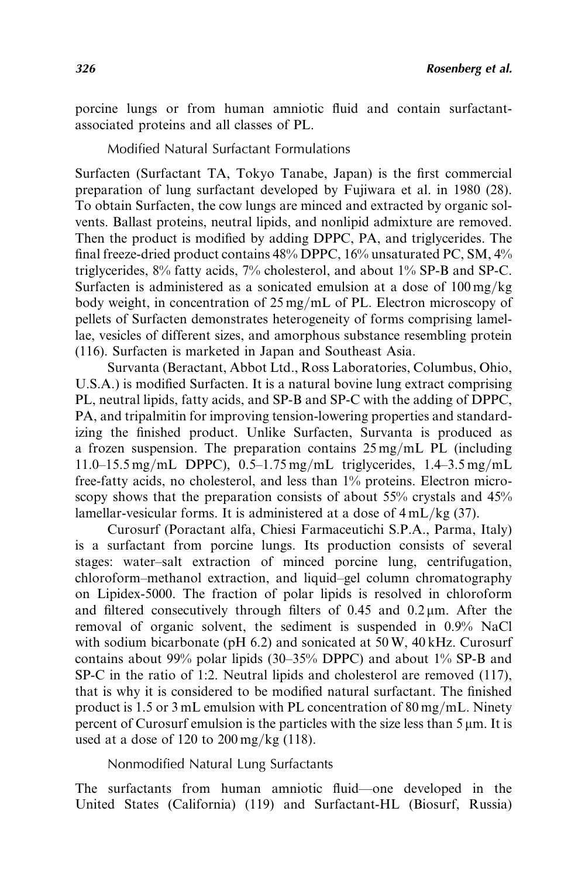porcine lungs or from human amniotic fluid and contain surfactant-associated proteins and all classes of PL.

### Modified Natural Surfactant Formulations

Surfacten (Surfactant TA, Tokyo Tanabe, Japan) is the first commercial preparation of lung surfactant developed by Fujiwara et al. in 1980 (28). To obtain Surfacten, the cow lungs are minced and extracted by organic solvents. Ballast proteins, neutral lipids, and nonlipid admixture are removed. Then the product is modified by adding DPPC, PA, and triglycerides. The final freeze-dried product contains 48% DPPC, 16% unsaturated PC, SM, 4% triglycerides, 8% fatty acids, 7% cholesterol, and about 1% SP-B and SP-C. Surfacten is administered as a sonicated emulsion at a dose of 100 mg/kg body weight, in concentration of 25 mg/mL of PL. Electron microscopy of pellets of Surfacten demonstrates heterogeneity of forms comprising lamellae, vesicles of different sizes, and amorphous substance resembling protein (116). Surfacten is marketed in Japan and Southeast Asia.

Survanta (Beractant, Abbot Ltd., Ross Laboratories, Columbus, Ohio, U.S.A.) is modified Surfacten. It is a natural bovine lung extract comprising PL, neutral lipids, fatty acids, and SP-B and SP-C with the adding of DPPC, PA, and tripalmitin for improving tension-lowering properties and standardizing the finished product. Unlike Surfacten, Survanta is produced as a frozen suspension. The preparation contains 25 mg/mL PL (including 11.0–15.5 mg/mL DPPC), 0.5–1.75 mg/mL triglycerides, 1.4–3.5 mg/mL free-fatty acids, no cholesterol, and less than 1% proteins. Electron microscopy shows that the preparation consists of about 55% crystals and 45% lamellar-vesicular forms. It is administered at a dose of 4 mL/kg (37).

Curosurf (Poractant alfa, Chiesi Farmaceutichi S.P.A., Parma, Italy) is a surfactant from porcine lungs. Its production consists of several stages: water–salt extraction of minced porcine lung, centrifugation, chloroform–methanol extraction, and liquid–gel column chromatography on Lipidex-5000. The fraction of polar lipids is resolved in chloroform and filtered consecutively through filters of 0.45 and 0.2 μm. After the removal of organic solvent, the sediment is suspended in 0.9% NaCl with sodium bicarbonate (pH 6.2) and sonicated at 50 W, 40 kHz. Curosurf contains about 99% polar lipids (30–35% DPPC) and about 1% SP-B and SP-C in the ratio of 1:2. Neutral lipids and cholesterol are removed (117), that is why it is considered to be modified natural surfactant. The finished product is 1.5 or 3 mL emulsion with PL concentration of 80 mg/mL. Ninety percent of Curosurf emulsion is the particles with the size less than 5 μm. It is used at a dose of 120 to 200 mg/kg (118).

### Nonmodified Natural Lung Surfactants

The surfactants from human amniotic fluid—one developed in the United States (California) (119) and Surfactant-HL (Biosurf, Russia)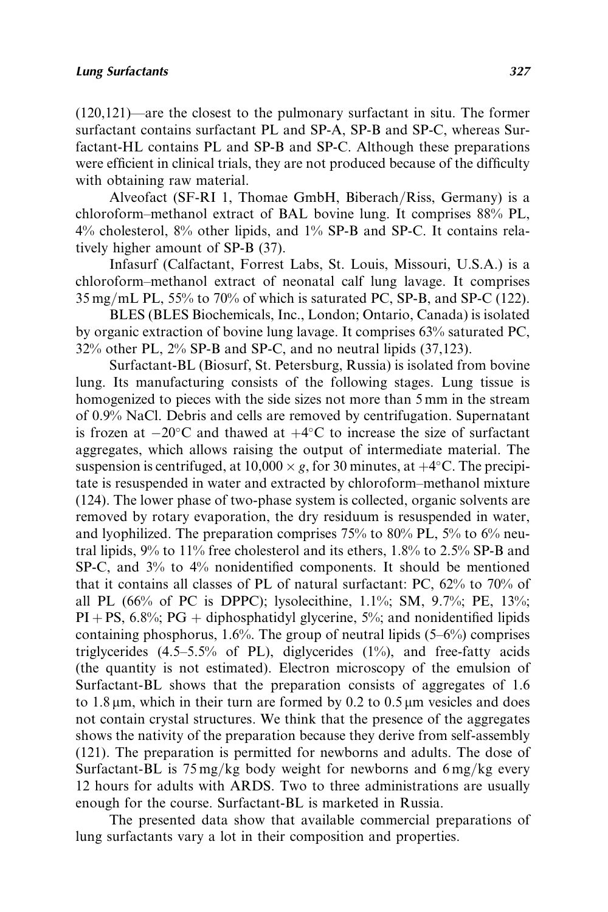(120,121)—are the closest to the pulmonary surfactant in situ. The former surfactant contains surfactant PL and SP-A, SP-B and SP-C, whereas Surfactant-HL contains PL and SP-B and SP-C. Although these preparations were efficient in clinical trials, they are not produced because of the difficulty with obtaining raw material.

Alveofact (SF-RI 1, Thomae GmbH, Biberach/Riss, Germany) is a chloroform–methanol extract of BAL bovine lung. It comprises 88% PL, 4% cholesterol, 8% other lipids, and 1% SP-B and SP-C. It contains relatively higher amount of SP-B (37).

Infasurf (Calfactant, Forrest Labs, St. Louis, Missouri, U.S.A.) is a chloroform–methanol extract of neonatal calf lung lavage. It comprises 35 mg/mL PL, 55% to 70% of which is saturated PC, SP-B, and SP-C (122).

BLES (BLES Biochemicals, Inc., London; Ontario, Canada) is isolated by organic extraction of bovine lung lavage. It comprises 63% saturated PC, 32% other PL, 2% SP-B and SP-C, and no neutral lipids (37,123).

Surfactant-BL (Biosurf, St. Petersburg, Russia) is isolated from bovine lung. Its manufacturing consists of the following stages. Lung tissue is homogenized to pieces with the side sizes not more than 5 mm in the stream of 0.9% NaCl. Debris and cells are removed by centrifugation. Supernatant is frozen at $-20^{\circ}$C and thawed at $+4^{\circ}$C to increase the size of surfactant aggregates, which allows raising the output of intermediate material. The suspension is centrifuged, at $10{,}000 \times g$, for 30 minutes, at $+4^{\circ}$C. The precipitate is resuspended in water and extracted by chloroform–methanol mixture (124). The lower phase of two-phase system is collected, organic solvents are removed by rotary evaporation, the dry residuum is resuspended in water, and lyophilized. The preparation comprises 75% to 80% PL, 5% to 6% neutral lipids, 9% to 11% free cholesterol and its ethers, 1.8% to 2.5% SP-B and SP-C, and 3% to 4% nonidentified components. It should be mentioned that it contains all classes of PL of natural surfactant: PC, 62% to 70% of all PL (66% of PC is DPPC); lysolecithine, 1.1%; SM, 9.7%; PE, 13%; PI + PS, 6.8%; PG + diphosphatidyl glycerine, 5%; and nonidentified lipids containing phosphorus, 1.6%. The group of neutral lipids (5–6%) comprises triglycerides (4.5–5.5% of PL), diglycerides (1%), and free-fatty acids (the quantity is not estimated). Electron microscopy of the emulsion of Surfactant-BL shows that the preparation consists of aggregates of 1.6 to 1.8 μm, which in their turn are formed by 0.2 to 0.5 μm vesicles and does not contain crystal structures. We think that the presence of the aggregates shows the nativity of the preparation because they derive from self-assembly (121). The preparation is permitted for newborns and adults. The dose of Surfactant-BL is 75 mg/kg body weight for newborns and 6 mg/kg every 12 hours for adults with ARDS. Two to three administrations are usually enough for the course. Surfactant-BL is marketed in Russia.

The presented data show that available commercial preparations of lung surfactants vary a lot in their composition and properties.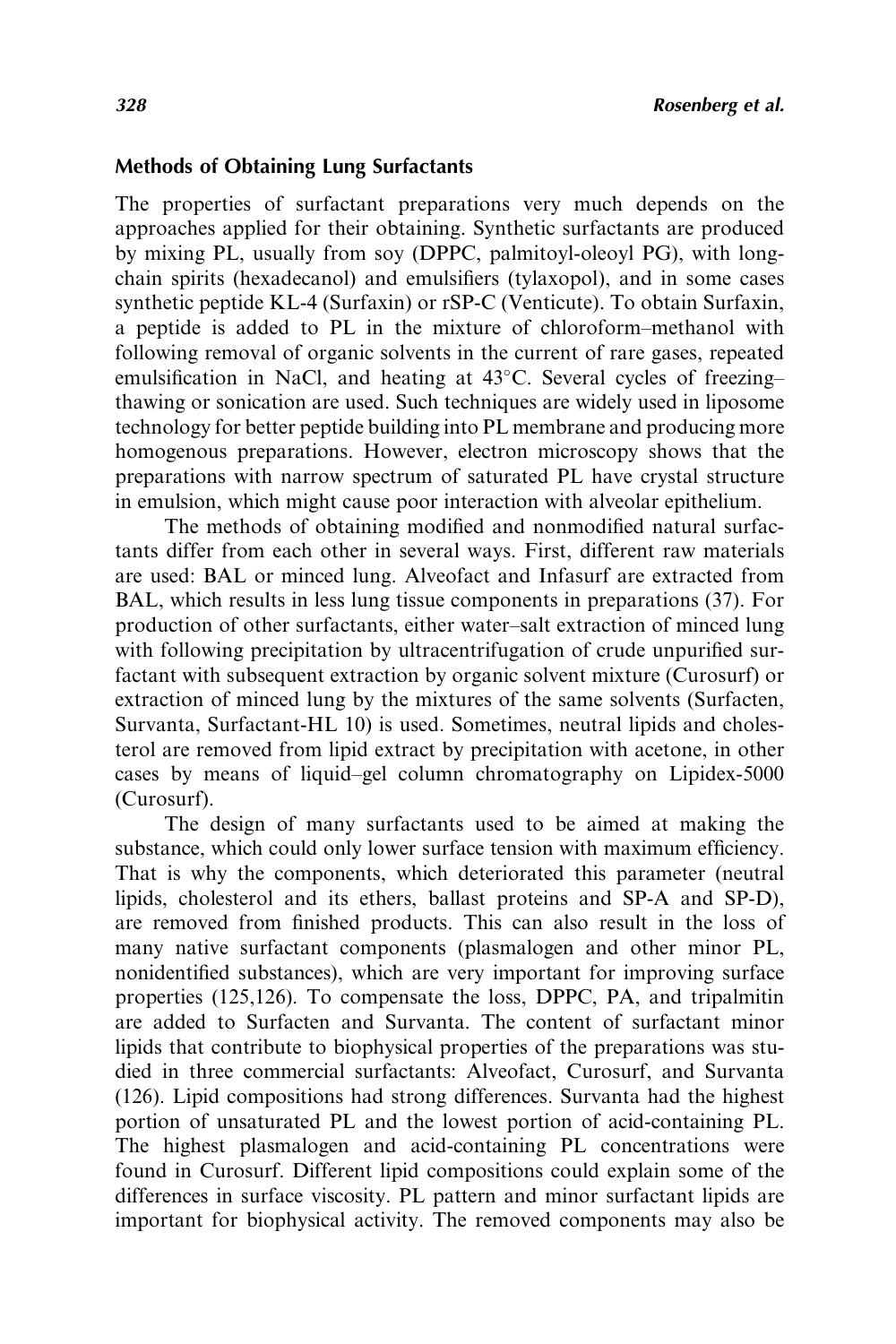## Methods of Obtaining Lung Surfactants

The properties of surfactant preparations very much depends on the approaches applied for their obtaining. Synthetic surfactants are produced by mixing PL, usually from soy (DPPC, palmitoyl-oleoyl PG), with long-chain spirits (hexadecanol) and emulsifiers (tylaxopol), and in some cases synthetic peptide KL-4 (Surfaxin) or rSP-C (Venticute). To obtain Surfaxin, a peptide is added to PL in the mixture of chloroform–methanol with following removal of organic solvents in the current of rare gases, repeated emulsification in NaCl, and heating at 43°C. Several cycles of freezing–thawing or sonication are used. Such techniques are widely used in liposome technology for better peptide building into PL membrane and producing more homogenous preparations. However, electron microscopy shows that the preparations with narrow spectrum of saturated PL have crystal structure in emulsion, which might cause poor interaction with alveolar epithelium.

The methods of obtaining modified and nonmodified natural surfactants differ from each other in several ways. First, different raw materials are used: BAL or minced lung. Alveofact and Infasurf are extracted from BAL, which results in less lung tissue components in preparations (37). For production of other surfactants, either water–salt extraction of minced lung with following precipitation by ultracentrifugation of crude unpurified surfactant with subsequent extraction by organic solvent mixture (Curosurf) or extraction of minced lung by the mixtures of the same solvents (Surfacten, Survanta, Surfactant-HL 10) is used. Sometimes, neutral lipids and cholesterol are removed from lipid extract by precipitation with acetone, in other cases by means of liquid–gel column chromatography on Lipidex-5000 (Curosurf).

The design of many surfactants used to be aimed at making the substance, which could only lower surface tension with maximum efficiency. That is why the components, which deteriorated this parameter (neutral lipids, cholesterol and its ethers, ballast proteins and SP-A and SP-D), are removed from finished products. This can also result in the loss of many native surfactant components (plasmalogen and other minor PL, nonidentified substances), which are very important for improving surface properties (125,126). To compensate the loss, DPPC, PA, and tripalmitin are added to Surfacten and Survanta. The content of surfactant minor lipids that contribute to biophysical properties of the preparations was studied in three commercial surfactants: Alveofact, Curosurf, and Survanta (126). Lipid compositions had strong differences. Survanta had the highest portion of unsaturated PL and the lowest portion of acid-containing PL. The highest plasmalogen and acid-containing PL concentrations were found in Curosurf. Different lipid compositions could explain some of the differences in surface viscosity. PL pattern and minor surfactant lipids are important for biophysical activity. The removed components may also be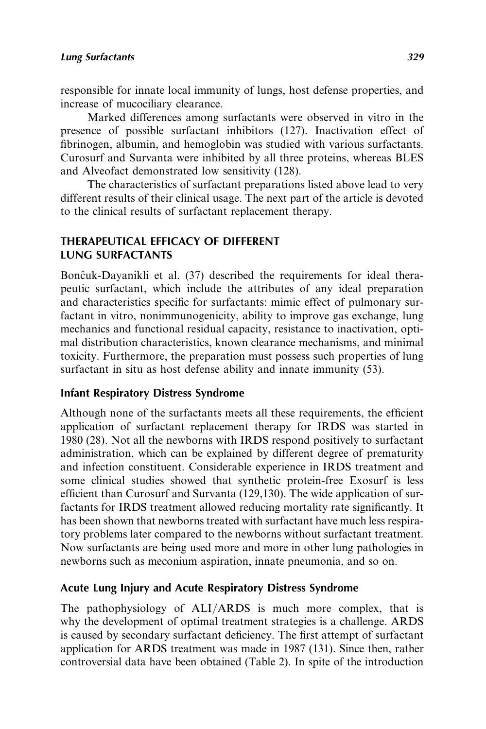responsible for innate local immunity of lungs, host defense properties, and increase of mucociliary clearance.

Marked differences among surfactants were observed in vitro in the presence of possible surfactant inhibitors (127). Inactivation effect of fibrinogen, albumin, and hemoglobin was studied with various surfactants. Curosurf and Survanta were inhibited by all three proteins, whereas BLES and Alveofact demonstrated low sensitivity (128).

The characteristics of surfactant preparations listed above lead to very different results of their clinical usage. The next part of the article is devoted to the clinical results of surfactant replacement therapy.

## THERAPEUTICAL EFFICACY OF DIFFERENT LUNG SURFACTANTS

Bonĉuk-Dayanikli et al. (37) described the requirements for ideal therapeutic surfactant, which include the attributes of any ideal preparation and characteristics specific for surfactants: mimic effect of pulmonary surfactant in vitro, nonimmunogenicity, ability to improve gas exchange, lung mechanics and functional residual capacity, resistance to inactivation, optimal distribution characteristics, known clearance mechanisms, and minimal toxicity. Furthermore, the preparation must possess such properties of lung surfactant in situ as host defense ability and innate immunity (53).

### Infant Respiratory Distress Syndrome

Although none of the surfactants meets all these requirements, the efficient application of surfactant replacement therapy for IRDS was started in 1980 (28). Not all the newborns with IRDS respond positively to surfactant administration, which can be explained by different degree of prematurity and infection constituent. Considerable experience in IRDS treatment and some clinical studies showed that synthetic protein-free Exosurf is less efficient than Curosurf and Survanta (129,130). The wide application of surfactants for IRDS treatment allowed reducing mortality rate significantly. It has been shown that newborns treated with surfactant have much less respiratory problems later compared to the newborns without surfactant treatment. Now surfactants are being used more and more in other lung pathologies in newborns such as meconium aspiration, innate pneumonia, and so on.

### Acute Lung Injury and Acute Respiratory Distress Syndrome

The pathophysiology of ALI/ARDS is much more complex, that is why the development of optimal treatment strategies is a challenge. ARDS is caused by secondary surfactant deficiency. The first attempt of surfactant application for ARDS treatment was made in 1987 (131). Since then, rather controversial data have been obtained (Table 2). In spite of the introduction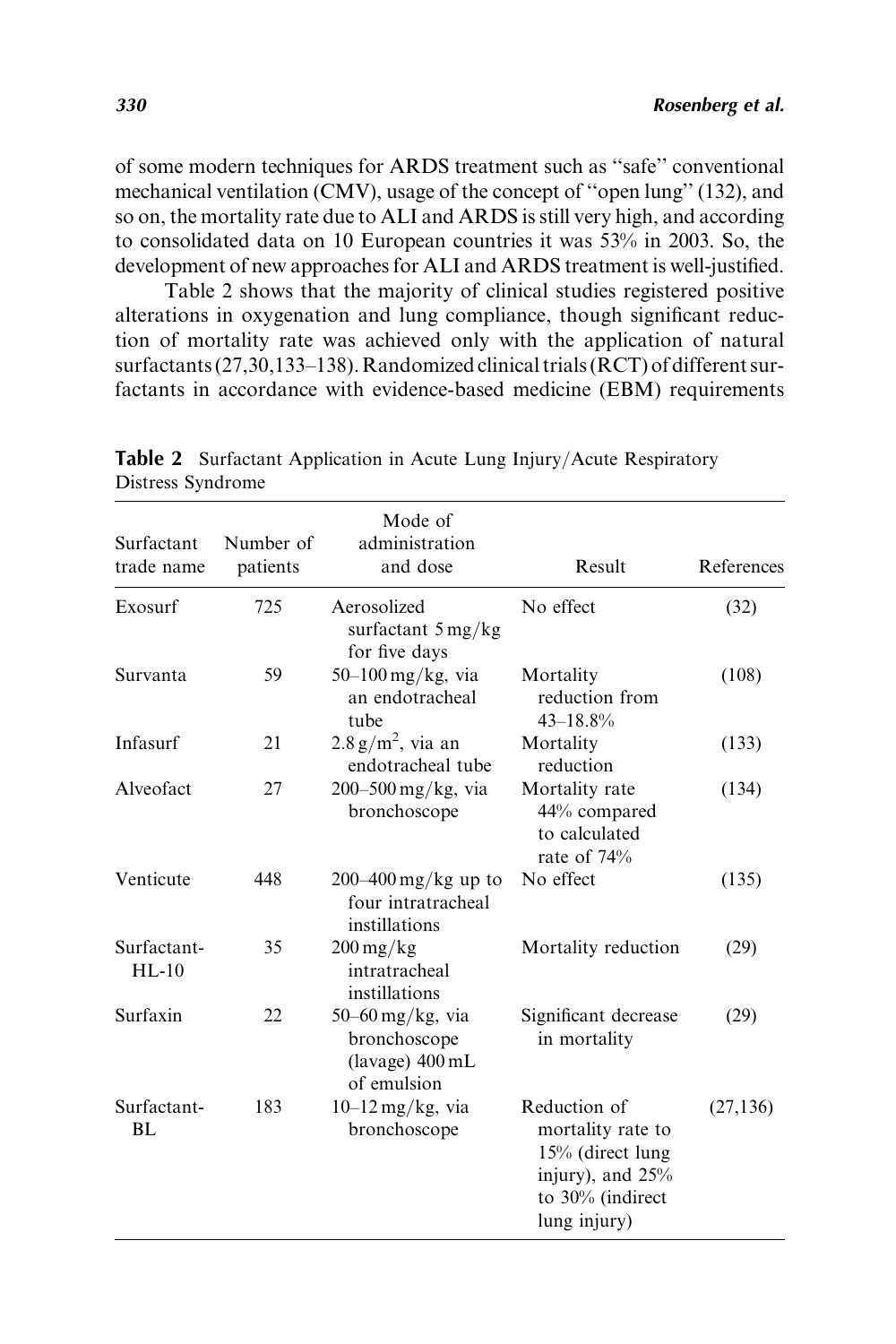of some modern techniques for ARDS treatment such as "safe" conventional mechanical ventilation (CMV), usage of the concept of "open lung" (132), and so on, the mortality rate due to ALI and ARDS is still very high, and according to consolidated data on 10 European countries it was 53% in 2003. So, the development of new approaches for ALI and ARDS treatment is well-justified.

Table 2 shows that the majority of clinical studies registered positive alterations in oxygenation and lung compliance, though significant reduction of mortality rate was achieved only with the application of natural surfactants (27,30,133–138). Randomized clinical trials (RCT) of different surfactants in accordance with evidence-based medicine (EBM) requirements

**Table 2** Surfactant Application in Acute Lung Injury/Acute Respiratory Distress Syndrome

| Surfactant trade name | Number of patients | Mode of administration and dose | Result | References |
|---|---|---|---|---|
| Exosurf | 725 | Aerosolized surfactant 5 mg/kg for five days | No effect | (32) |
| Survanta | 59 | 50–100 mg/kg, via an endotracheal tube | Mortality reduction from 43–18.8% | (108) |
| Infasurf | 21 | $2.8\,g/m^2$, via an endotracheal tube | Mortality reduction | (133) |
| Alveofact | 27 | 200–500 mg/kg, via bronchoscope | Mortality rate 44% compared to calculated rate of 74% | (134) |
| Venticute | 448 | 200–400 mg/kg up to four intratracheal instillations | No effect | (135) |
| Surfactant-HL-10 | 35 | 200 mg/kg intratracheal instillations | Mortality reduction | (29) |
| Surfaxin | 22 | 50–60 mg/kg, via bronchoscope (lavage) 400 mL of emulsion | Significant decrease in mortality | (29) |
| Surfactant-BL | 183 | 10–12 mg/kg, via bronchoscope | Reduction of mortality rate to 15% (direct lung injury), and 25% to 30% (indirect lung injury) | (27,136) |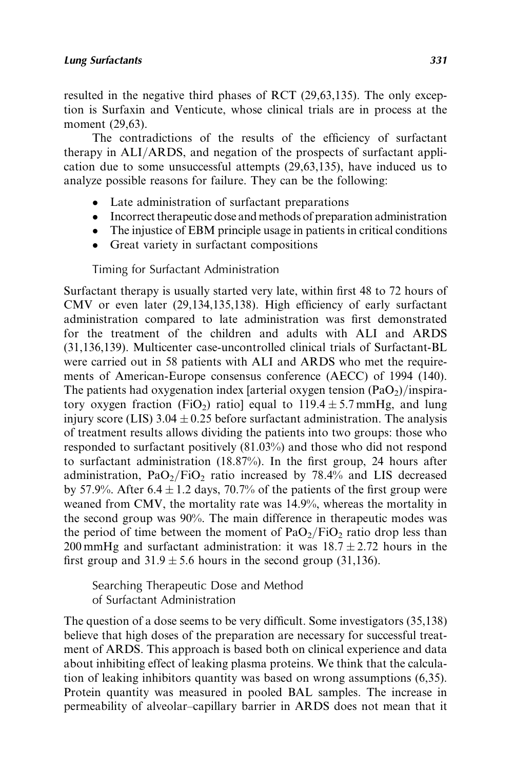resulted in the negative third phases of RCT (29,63,135). The only exception is Surfaxin and Venticute, whose clinical trials are in process at the moment (29,63).

The contradictions of the results of the efficiency of surfactant therapy in ALI/ARDS, and negation of the prospects of surfactant application due to some unsuccessful attempts (29,63,135), have induced us to analyze possible reasons for failure. They can be the following:

- Late administration of surfactant preparations
- Incorrect therapeutic dose and methods of preparation administration
- The injustice of EBM principle usage in patients in critical conditions
- Great variety in surfactant compositions

### Timing for Surfactant Administration

Surfactant therapy is usually started very late, within first 48 to 72 hours of CMV or even later (29,134,135,138). High efficiency of early surfactant administration compared to late administration was first demonstrated for the treatment of the children and adults with ALI and ARDS (31,136,139). Multicenter case-uncontrolled clinical trials of Surfactant-BL were carried out in 58 patients with ALI and ARDS who met the requirements of American-Europe consensus conference (AECC) of 1994 (140). The patients had oxygenation index [arterial oxygen tension ($PaO_2$)/inspiratory oxygen fraction ($FiO_2$) ratio] equal to $119.4 \pm 5.7$ mmHg, and lung injury score (LIS) $3.04 \pm 0.25$ before surfactant administration. The analysis of treatment results allows dividing the patients into two groups: those who responded to surfactant positively (81.03%) and those who did not respond to surfactant administration (18.87%). In the first group, 24 hours after administration, $PaO_2/FiO_2$ ratio increased by 78.4% and LIS decreased by 57.9%. After $6.4 \pm 1.2$ days, 70.7% of the patients of the first group were weaned from CMV, the mortality rate was 14.9%, whereas the mortality in the second group was 90%. The main difference in therapeutic modes was the period of time between the moment of $PaO_2/FiO_2$ ratio drop less than 200 mmHg and surfactant administration: it was $18.7 \pm 2.72$ hours in the first group and $31.9 \pm 5.6$ hours in the second group (31,136).

### Searching Therapeutic Dose and Method of Surfactant Administration

The question of a dose seems to be very difficult. Some investigators (35,138) believe that high doses of the preparation are necessary for successful treatment of ARDS. This approach is based both on clinical experience and data about inhibiting effect of leaking plasma proteins. We think that the calculation of leaking inhibitors quantity was based on wrong assumptions (6,35). Protein quantity was measured in pooled BAL samples. The increase in permeability of alveolar–capillary barrier in ARDS does not mean that it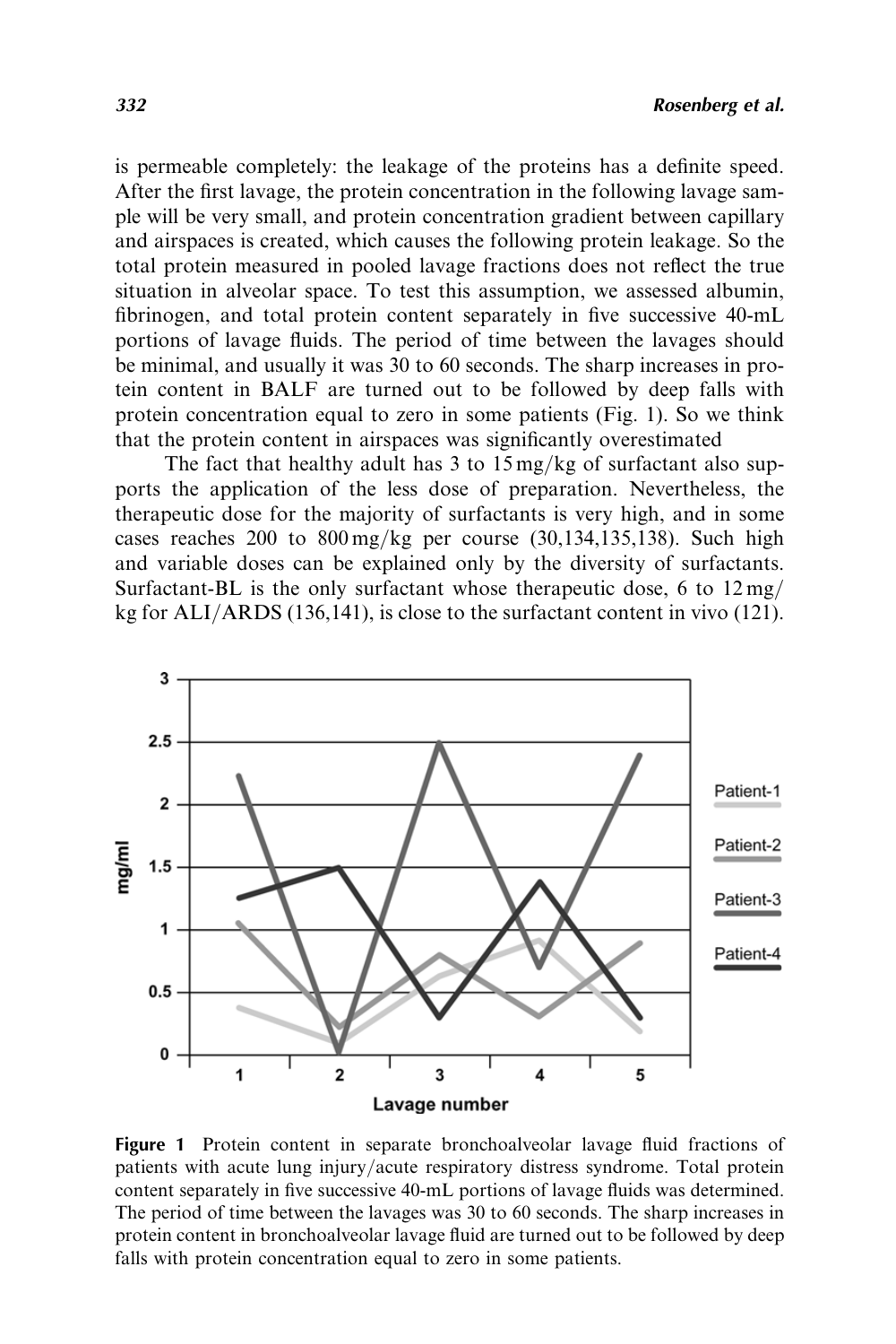is permeable completely: the leakage of the proteins has a definite speed. After the first lavage, the protein concentration in the following lavage sample will be very small, and protein concentration gradient between capillary and airspaces is created, which causes the following protein leakage. So the total protein measured in pooled lavage fractions does not reflect the true situation in alveolar space. To test this assumption, we assessed albumin, fibrinogen, and total protein content separately in five successive 40-mL portions of lavage fluids. The period of time between the lavages should be minimal, and usually it was 30 to 60 seconds. The sharp increases in protein content in BALF are turned out to be followed by deep falls with protein concentration equal to zero in some patients (Fig. 1). So we think that the protein content in airspaces was significantly overestimated

The fact that healthy adult has 3 to 15 mg/kg of surfactant also supports the application of the less dose of preparation. Nevertheless, the therapeutic dose for the majority of surfactants is very high, and in some cases reaches 200 to 800 mg/kg per course (30,134,135,138). Such high and variable doses can be explained only by the diversity of surfactants. Surfactant-BL is the only surfactant whose therapeutic dose, 6 to 12 mg/kg for ALI/ARDS (136,141), is close to the surfactant content in vivo (121).

**Figure 1** Protein content in separate bronchoalveolar lavage fluid fractions of patients with acute lung injury/acute respiratory distress syndrome. Total protein content separately in five successive 40-mL portions of lavage fluids was determined. The period of time between the lavages was 30 to 60 seconds. The sharp increases in protein content in bronchoalveolar lavage fluid are turned out to be followed by deep falls with protein concentration equal to zero in some patients.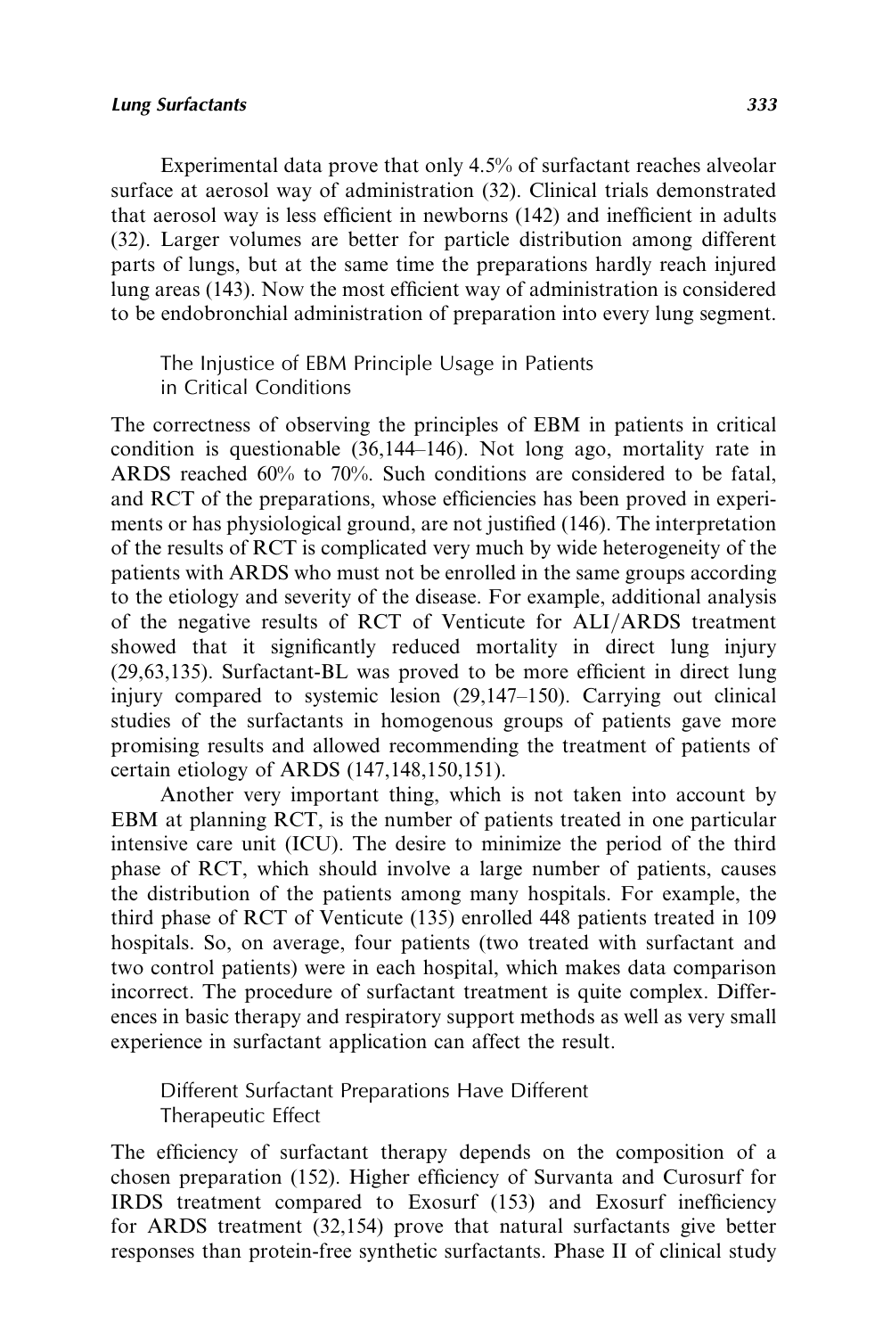Experimental data prove that only 4.5% of surfactant reaches alveolar surface at aerosol way of administration (32). Clinical trials demonstrated that aerosol way is less efficient in newborns (142) and inefficient in adults (32). Larger volumes are better for particle distribution among different parts of lungs, but at the same time the preparations hardly reach injured lung areas (143). Now the most efficient way of administration is considered to be endobronchial administration of preparation into every lung segment.

### The Injustice of EBM Principle Usage in Patients in Critical Conditions

The correctness of observing the principles of EBM in patients in critical condition is questionable (36,144–146). Not long ago, mortality rate in ARDS reached 60% to 70%. Such conditions are considered to be fatal, and RCT of the preparations, whose efficiencies has been proved in experiments or has physiological ground, are not justified (146). The interpretation of the results of RCT is complicated very much by wide heterogeneity of the patients with ARDS who must not be enrolled in the same groups according to the etiology and severity of the disease. For example, additional analysis of the negative results of RCT of Venticute for ALI/ARDS treatment showed that it significantly reduced mortality in direct lung injury (29,63,135). Surfactant-BL was proved to be more efficient in direct lung injury compared to systemic lesion (29,147–150). Carrying out clinical studies of the surfactants in homogenous groups of patients gave more promising results and allowed recommending the treatment of patients of certain etiology of ARDS (147,148,150,151).

Another very important thing, which is not taken into account by EBM at planning RCT, is the number of patients treated in one particular intensive care unit (ICU). The desire to minimize the period of the third phase of RCT, which should involve a large number of patients, causes the distribution of the patients among many hospitals. For example, the third phase of RCT of Venticute (135) enrolled 448 patients treated in 109 hospitals. So, on average, four patients (two treated with surfactant and two control patients) were in each hospital, which makes data comparison incorrect. The procedure of surfactant treatment is quite complex. Differences in basic therapy and respiratory support methods as well as very small experience in surfactant application can affect the result.

### Different Surfactant Preparations Have Different Therapeutic Effect

The efficiency of surfactant therapy depends on the composition of a chosen preparation (152). Higher efficiency of Survanta and Curosurf for IRDS treatment compared to Exosurf (153) and Exosurf inefficiency for ARDS treatment (32,154) prove that natural surfactants give better responses than protein-free synthetic surfactants. Phase II of clinical study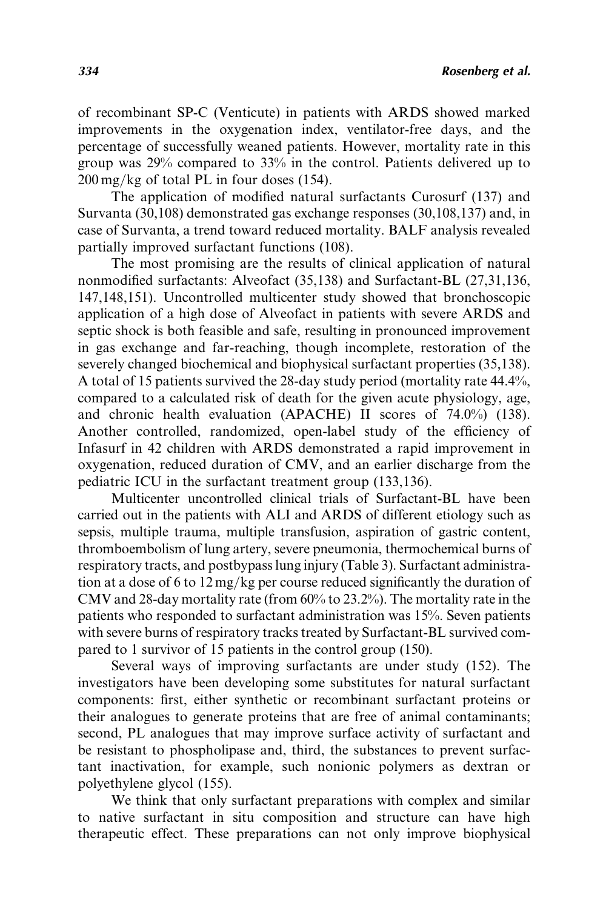of recombinant SP-C (Venticute) in patients with ARDS showed marked improvements in the oxygenation index, ventilator-free days, and the percentage of successfully weaned patients. However, mortality rate in this group was 29% compared to 33% in the control. Patients delivered up to 200 mg/kg of total PL in four doses (154).

The application of modified natural surfactants Curosurf (137) and Survanta (30,108) demonstrated gas exchange responses (30,108,137) and, in case of Survanta, a trend toward reduced mortality. BALF analysis revealed partially improved surfactant functions (108).

The most promising are the results of clinical application of natural nonmodified surfactants: Alveofact (35,138) and Surfactant-BL (27,31,136, 147,148,151). Uncontrolled multicenter study showed that bronchoscopic application of a high dose of Alveofact in patients with severe ARDS and septic shock is both feasible and safe, resulting in pronounced improvement in gas exchange and far-reaching, though incomplete, restoration of the severely changed biochemical and biophysical surfactant properties (35,138). A total of 15 patients survived the 28-day study period (mortality rate 44.4%, compared to a calculated risk of death for the given acute physiology, age, and chronic health evaluation (APACHE) II scores of 74.0%) (138). Another controlled, randomized, open-label study of the efficiency of Infasurf in 42 children with ARDS demonstrated a rapid improvement in oxygenation, reduced duration of CMV, and an earlier discharge from the pediatric ICU in the surfactant treatment group (133,136).

Multicenter uncontrolled clinical trials of Surfactant-BL have been carried out in the patients with ALI and ARDS of different etiology such as sepsis, multiple trauma, multiple transfusion, aspiration of gastric content, thromboembolism of lung artery, severe pneumonia, thermochemical burns of respiratory tracts, and postbypass lung injury (Table 3). Surfactant administration at a dose of 6 to 12 mg/kg per course reduced significantly the duration of CMV and 28-day mortality rate (from 60% to 23.2%). The mortality rate in the patients who responded to surfactant administration was 15%. Seven patients with severe burns of respiratory tracks treated by Surfactant-BL survived compared to 1 survivor of 15 patients in the control group (150).

Several ways of improving surfactants are under study (152). The investigators have been developing some substitutes for natural surfactant components: first, either synthetic or recombinant surfactant proteins or their analogues to generate proteins that are free of animal contaminants; second, PL analogues that may improve surface activity of surfactant and be resistant to phospholipase and, third, the substances to prevent surfactant inactivation, for example, such nonionic polymers as dextran or polyethylene glycol (155).

We think that only surfactant preparations with complex and similar to native surfactant in situ composition and structure can have high therapeutic effect. These preparations can not only improve biophysical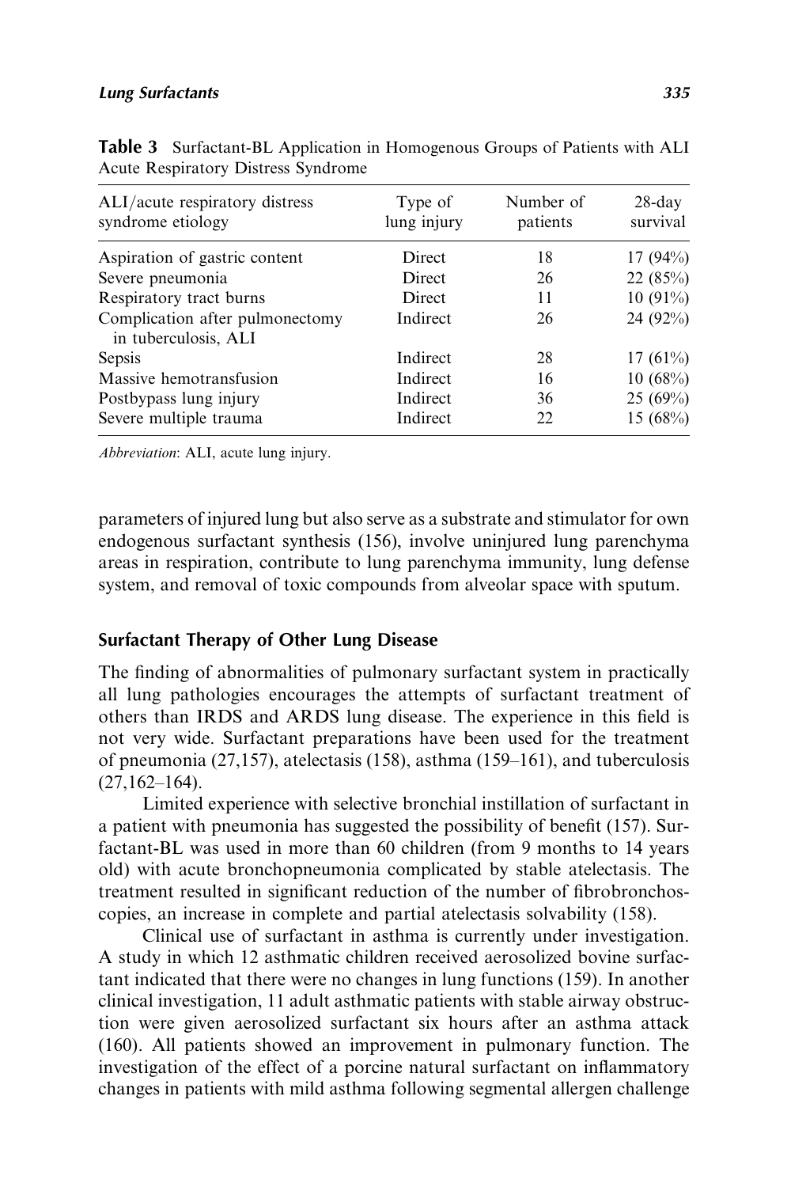**Table 3** Surfactant-BL Application in Homogenous Groups of Patients with ALI Acute Respiratory Distress Syndrome

| ALI/acute respiratory distress syndrome etiology | Type of lung injury | Number of patients | 28-day survival |
|---|---|---|---|
| Aspiration of gastric content | Direct | 18 | 17 (94%) |
| Severe pneumonia | Direct | 26 | 22 (85%) |
| Respiratory tract burns | Direct | 11 | 10 (91%) |
| Complication after pulmonectomy in tuberculosis, ALI | Indirect | 26 | 24 (92%) |
| Sepsis | Indirect | 28 | 17 (61%) |
| Massive hemotransfusion | Indirect | 16 | 10 (68%) |
| Postbypass lung injury | Indirect | 36 | 25 (69%) |
| Severe multiple trauma | Indirect | 22 | 15 (68%) |

*Abbreviation*: ALI, acute lung injury.

parameters of injured lung but also serve as a substrate and stimulator for own endogenous surfactant synthesis (156), involve uninjured lung parenchyma areas in respiration, contribute to lung parenchyma immunity, lung defense system, and removal of toxic compounds from alveolar space with sputum.

## Surfactant Therapy of Other Lung Disease

The finding of abnormalities of pulmonary surfactant system in practically all lung pathologies encourages the attempts of surfactant treatment of others than IRDS and ARDS lung disease. The experience in this field is not very wide. Surfactant preparations have been used for the treatment of pneumonia (27,157), atelectasis (158), asthma (159–161), and tuberculosis (27,162–164).

Limited experience with selective bronchial instillation of surfactant in a patient with pneumonia has suggested the possibility of benefit (157). Surfactant-BL was used in more than 60 children (from 9 months to 14 years old) with acute bronchopneumonia complicated by stable atelectasis. The treatment resulted in significant reduction of the number of fibrobronchoscopies, an increase in complete and partial atelectasis solvability (158).

Clinical use of surfactant in asthma is currently under investigation. A study in which 12 asthmatic children received aerosolized bovine surfactant indicated that there were no changes in lung functions (159). In another clinical investigation, 11 adult asthmatic patients with stable airway obstruction were given aerosolized surfactant six hours after an asthma attack (160). All patients showed an improvement in pulmonary function. The investigation of the effect of a porcine natural surfactant on inflammatory changes in patients with mild asthma following segmental allergen challenge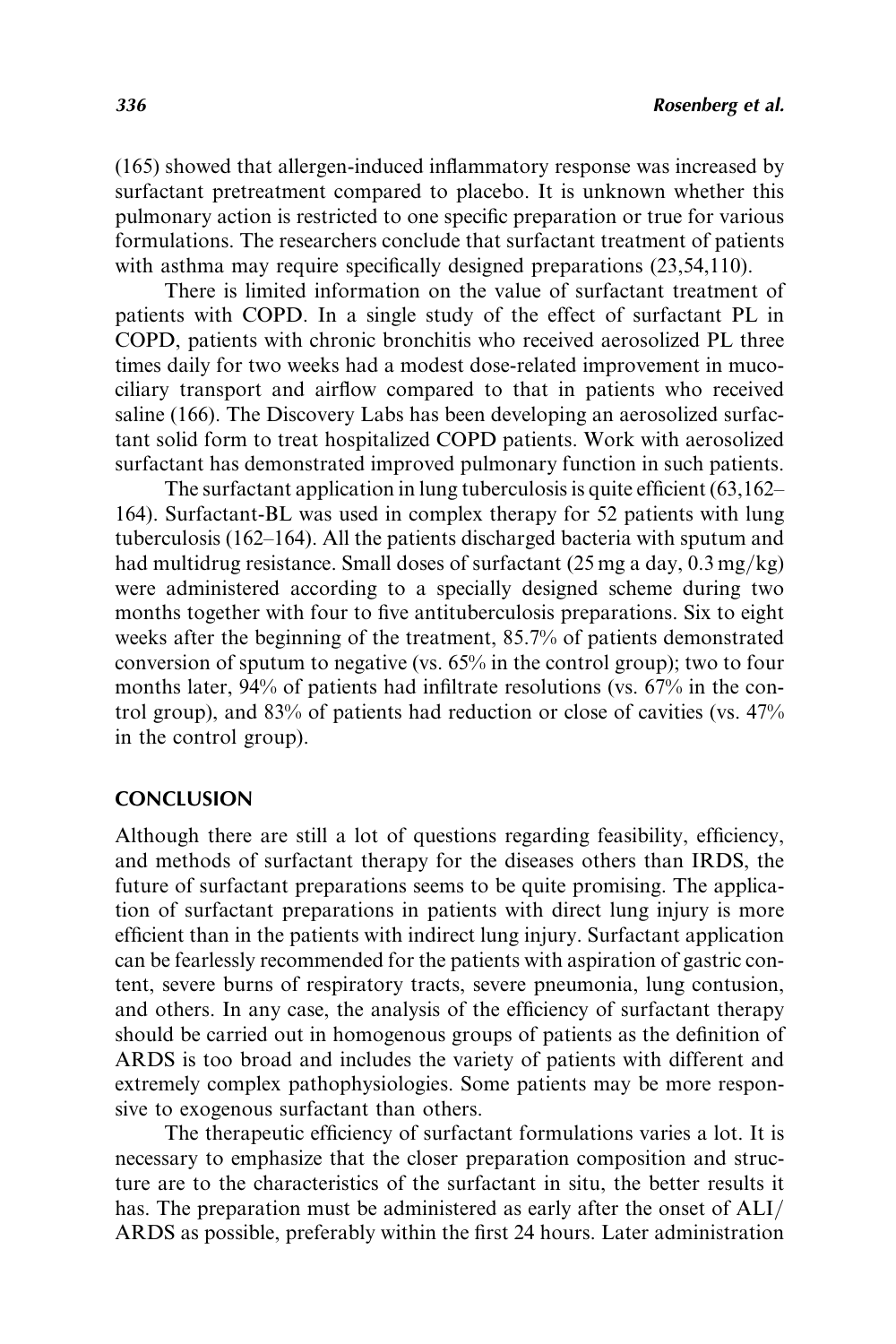(165) showed that allergen-induced inflammatory response was increased by surfactant pretreatment compared to placebo. It is unknown whether this pulmonary action is restricted to one specific preparation or true for various formulations. The researchers conclude that surfactant treatment of patients with asthma may require specifically designed preparations (23,54,110).

There is limited information on the value of surfactant treatment of patients with COPD. In a single study of the effect of surfactant PL in COPD, patients with chronic bronchitis who received aerosolized PL three times daily for two weeks had a modest dose-related improvement in mucociliary transport and airflow compared to that in patients who received saline (166). The Discovery Labs has been developing an aerosolized surfactant solid form to treat hospitalized COPD patients. Work with aerosolized surfactant has demonstrated improved pulmonary function in such patients.

The surfactant application in lung tuberculosis is quite efficient (63,162–164). Surfactant-BL was used in complex therapy for 52 patients with lung tuberculosis (162–164). All the patients discharged bacteria with sputum and had multidrug resistance. Small doses of surfactant (25 mg a day, 0.3 mg/kg) were administered according to a specially designed scheme during two months together with four to five antituberculosis preparations. Six to eight weeks after the beginning of the treatment, 85.7% of patients demonstrated conversion of sputum to negative (vs. 65% in the control group); two to four months later, 94% of patients had infiltrate resolutions (vs. 67% in the control group), and 83% of patients had reduction or close of cavities (vs. 47% in the control group).

## CONCLUSION

Although there are still a lot of questions regarding feasibility, efficiency, and methods of surfactant therapy for the diseases others than IRDS, the future of surfactant preparations seems to be quite promising. The application of surfactant preparations in patients with direct lung injury is more efficient than in the patients with indirect lung injury. Surfactant application can be fearlessly recommended for the patients with aspiration of gastric content, severe burns of respiratory tracts, severe pneumonia, lung contusion, and others. In any case, the analysis of the efficiency of surfactant therapy should be carried out in homogenous groups of patients as the definition of ARDS is too broad and includes the variety of patients with different and extremely complex pathophysiologies. Some patients may be more responsive to exogenous surfactant than others.

The therapeutic efficiency of surfactant formulations varies a lot. It is necessary to emphasize that the closer preparation composition and structure are to the characteristics of the surfactant in situ, the better results it has. The preparation must be administered as early after the onset of ALI/ARDS as possible, preferably within the first 24 hours. Later administration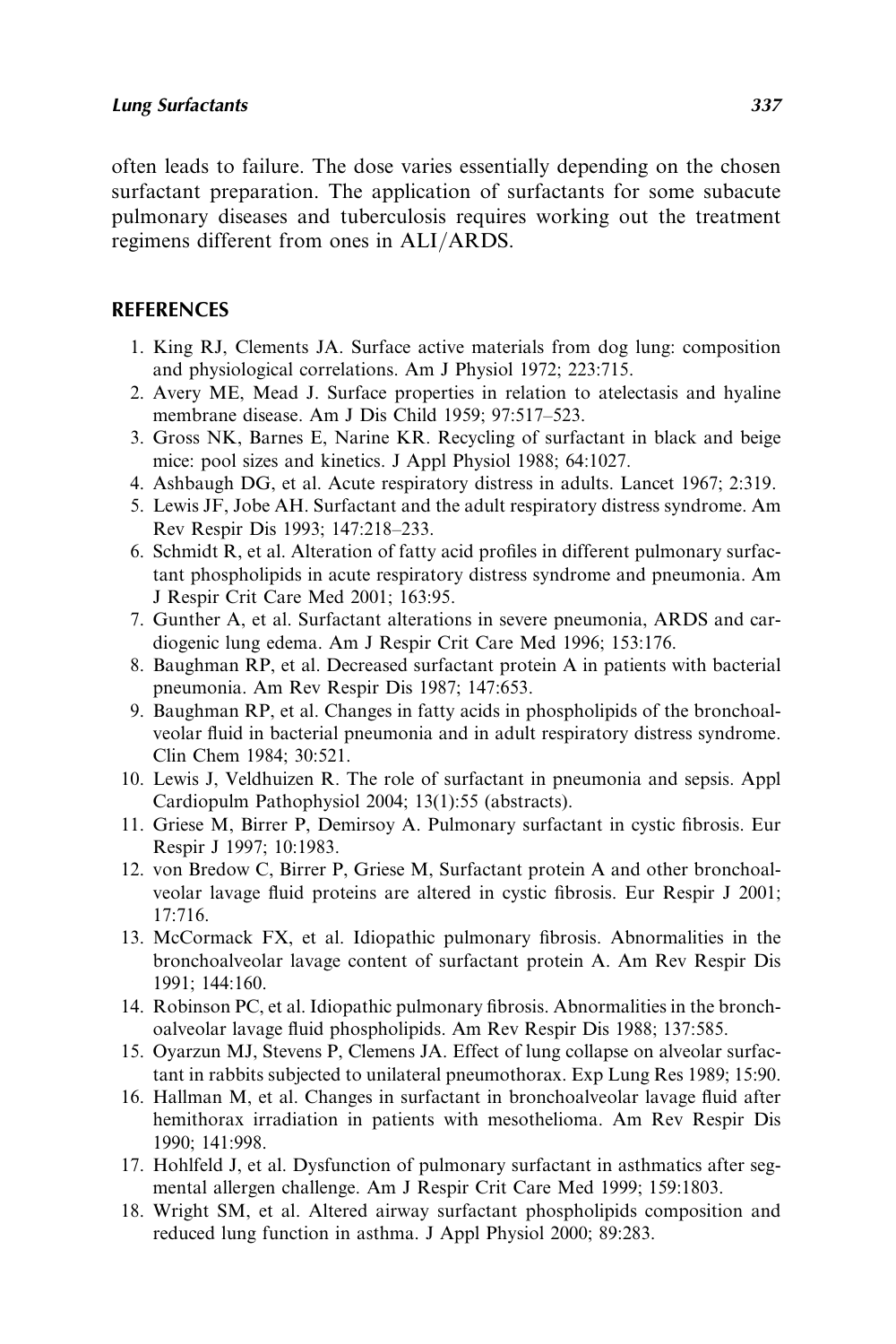often leads to failure. The dose varies essentially depending on the chosen surfactant preparation. The application of surfactants for some subacute pulmonary diseases and tuberculosis requires working out the treatment regimens different from ones in ALI/ARDS.

## REFERENCES

1. King RJ, Clements JA. Surface active materials from dog lung: composition and physiological correlations. Am J Physiol 1972; 223:715.
2. Avery ME, Mead J. Surface properties in relation to atelectasis and hyaline membrane disease. Am J Dis Child 1959; 97:517–523.
3. Gross NK, Barnes E, Narine KR. Recycling of surfactant in black and beige mice: pool sizes and kinetics. J Appl Physiol 1988; 64:1027.
4. Ashbaugh DG, et al. Acute respiratory distress in adults. Lancet 1967; 2:319.
5. Lewis JF, Jobe AH. Surfactant and the adult respiratory distress syndrome. Am Rev Respir Dis 1993; 147:218–233.
6. Schmidt R, et al. Alteration of fatty acid profiles in different pulmonary surfactant phospholipids in acute respiratory distress syndrome and pneumonia. Am J Respir Crit Care Med 2001; 163:95.
7. Gunther A, et al. Surfactant alterations in severe pneumonia, ARDS and cardiogenic lung edema. Am J Respir Crit Care Med 1996; 153:176.
8. Baughman RP, et al. Decreased surfactant protein A in patients with bacterial pneumonia. Am Rev Respir Dis 1987; 147:653.
9. Baughman RP, et al. Changes in fatty acids in phospholipids of the bronchoalveolar fluid in bacterial pneumonia and in adult respiratory distress syndrome. Clin Chem 1984; 30:521.
10. Lewis J, Veldhuizen R. The role of surfactant in pneumonia and sepsis. Appl Cardiopulm Pathophysiol 2004; 13(1):55 (abstracts).
11. Griese M, Birrer P, Demirsoy A. Pulmonary surfactant in cystic fibrosis. Eur Respir J 1997; 10:1983.
12. von Bredow C, Birrer P, Griese M, Surfactant protein A and other bronchoalveolar lavage fluid proteins are altered in cystic fibrosis. Eur Respir J 2001; 17:716.
13. McCormack FX, et al. Idiopathic pulmonary fibrosis. Abnormalities in the bronchoalveolar lavage content of surfactant protein A. Am Rev Respir Dis 1991; 144:160.
14. Robinson PC, et al. Idiopathic pulmonary fibrosis. Abnormalities in the bronchoalveolar lavage fluid phospholipids. Am Rev Respir Dis 1988; 137:585.
15. Oyarzun MJ, Stevens P, Clemens JA. Effect of lung collapse on alveolar surfactant in rabbits subjected to unilateral pneumothorax. Exp Lung Res 1989; 15:90.
16. Hallman M, et al. Changes in surfactant in bronchoalveolar lavage fluid after hemithorax irradiation in patients with mesothelioma. Am Rev Respir Dis 1990; 141:998.
17. Hohlfeld J, et al. Dysfunction of pulmonary surfactant in asthmatics after segmental allergen challenge. Am J Respir Crit Care Med 1999; 159:1803.
18. Wright SM, et al. Altered airway surfactant phospholipids composition and reduced lung function in asthma. J Appl Physiol 2000; 89:283.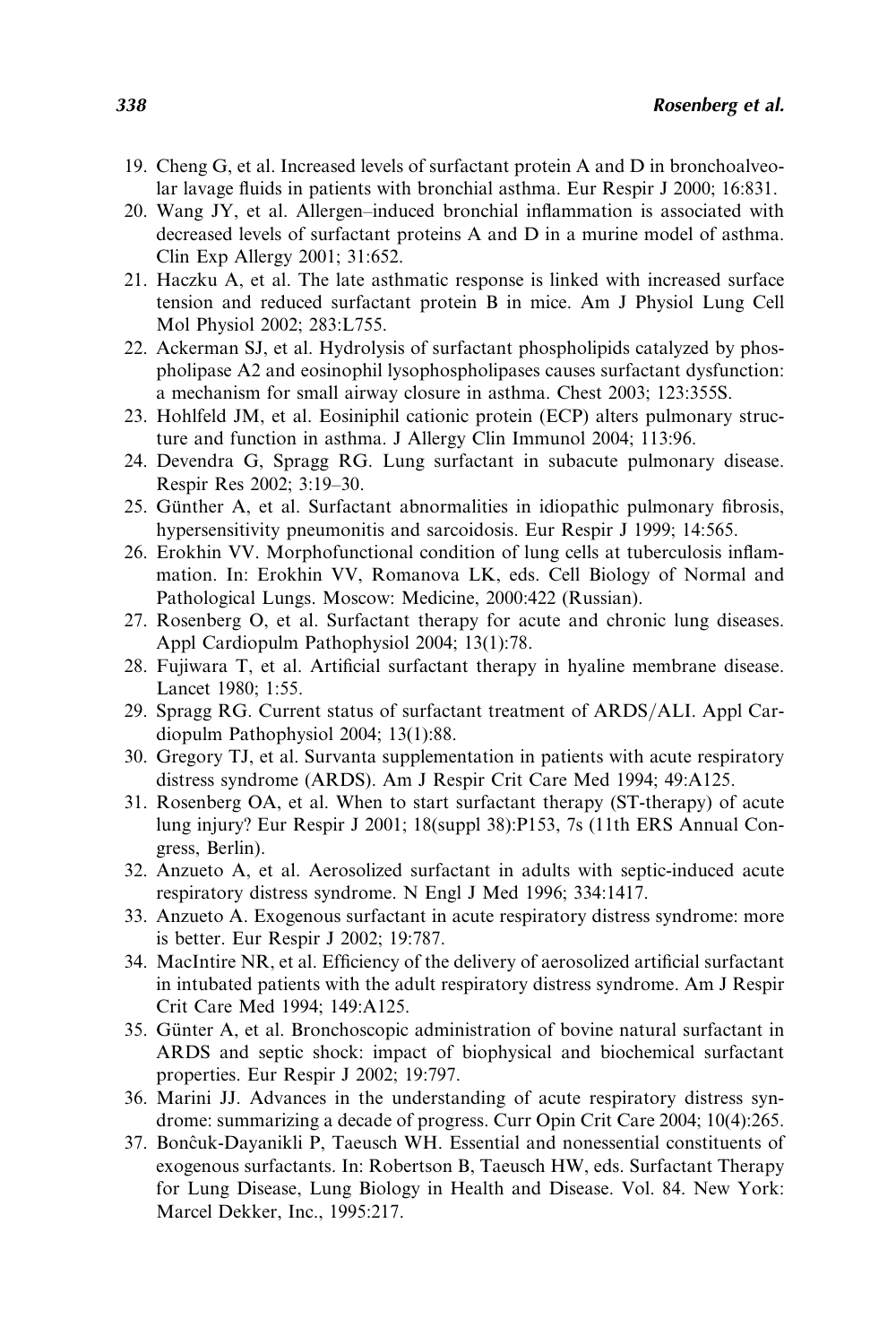19. Cheng G, et al. Increased levels of surfactant protein A and D in bronchoalveolar lavage fluids in patients with bronchial asthma. Eur Respir J 2000; 16:831.
20. Wang JY, et al. Allergen–induced bronchial inflammation is associated with decreased levels of surfactant proteins A and D in a murine model of asthma. Clin Exp Allergy 2001; 31:652.
21. Haczku A, et al. The late asthmatic response is linked with increased surface tension and reduced surfactant protein B in mice. Am J Physiol Lung Cell Mol Physiol 2002; 283:L755.
22. Ackerman SJ, et al. Hydrolysis of surfactant phospholipids catalyzed by phospholipase A2 and eosinophil lysophospholipases causes surfactant dysfunction: a mechanism for small airway closure in asthma. Chest 2003; 123:355S.
23. Hohlfeld JM, et al. Eosiniphil cationic protein (ECP) alters pulmonary structure and function in asthma. J Allergy Clin Immunol 2004; 113:96.
24. Devendra G, Spragg RG. Lung surfactant in subacute pulmonary disease. Respir Res 2002; 3:19–30.
25. Günther A, et al. Surfactant abnormalities in idiopathic pulmonary fibrosis, hypersensitivity pneumonitis and sarcoidosis. Eur Respir J 1999; 14:565.
26. Erokhin VV. Morphofunctional condition of lung cells at tuberculosis inflammation. In: Erokhin VV, Romanova LK, eds. Cell Biology of Normal and Pathological Lungs. Moscow: Medicine, 2000:422 (Russian).
27. Rosenberg O, et al. Surfactant therapy for acute and chronic lung diseases. Appl Cardiopulm Pathophysiol 2004; 13(1):78.
28. Fujiwara T, et al. Artificial surfactant therapy in hyaline membrane disease. Lancet 1980; 1:55.
29. Spragg RG. Current status of surfactant treatment of ARDS/ALI. Appl Cardiopulm Pathophysiol 2004; 13(1):88.
30. Gregory TJ, et al. Survanta supplementation in patients with acute respiratory distress syndrome (ARDS). Am J Respir Crit Care Med 1994; 49:A125.
31. Rosenberg OA, et al. When to start surfactant therapy (ST-therapy) of acute lung injury? Eur Respir J 2001; 18(suppl 38):P153, 7s (11th ERS Annual Congress, Berlin).
32. Anzueto A, et al. Aerosolized surfactant in adults with septic-induced acute respiratory distress syndrome. N Engl J Med 1996; 334:1417.
33. Anzueto A. Exogenous surfactant in acute respiratory distress syndrome: more is better. Eur Respir J 2002; 19:787.
34. MacIntire NR, et al. Efficiency of the delivery of aerosolized artificial surfactant in intubated patients with the adult respiratory distress syndrome. Am J Respir Crit Care Med 1994; 149:A125.
35. Günter A, et al. Bronchoscopic administration of bovine natural surfactant in ARDS and septic shock: impact of biophysical and biochemical surfactant properties. Eur Respir J 2002; 19:797.
36. Marini JJ. Advances in the understanding of acute respiratory distress syndrome: summarizing a decade of progress. Curr Opin Crit Care 2004; 10(4):265.
37. Bonĉuk-Dayanikli P, Taeusch WH. Essential and nonessential constituents of exogenous surfactants. In: Robertson B, Taeusch HW, eds. Surfactant Therapy for Lung Disease, Lung Biology in Health and Disease. Vol. 84. New York: Marcel Dekker, Inc., 1995:217.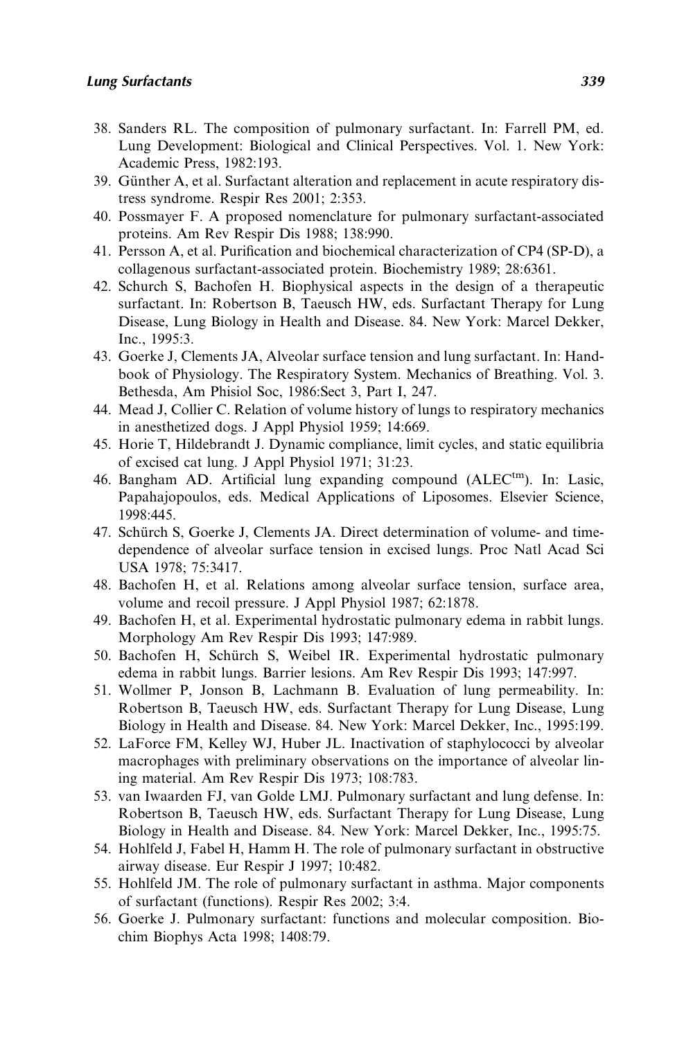38. Sanders RL. The composition of pulmonary surfactant. In: Farrell PM, ed. Lung Development: Biological and Clinical Perspectives. Vol. 1. New York: Academic Press, 1982:193.
39. Günther A, et al. Surfactant alteration and replacement in acute respiratory distress syndrome. Respir Res 2001; 2:353.
40. Possmayer F. A proposed nomenclature for pulmonary surfactant-associated proteins. Am Rev Respir Dis 1988; 138:990.
41. Persson A, et al. Purification and biochemical characterization of CP4 (SP-D), a collagenous surfactant-associated protein. Biochemistry 1989; 28:6361.
42. Schurch S, Bachofen H. Biophysical aspects in the design of a therapeutic surfactant. In: Robertson B, Taeusch HW, eds. Surfactant Therapy for Lung Disease, Lung Biology in Health and Disease. 84. New York: Marcel Dekker, Inc., 1995:3.
43. Goerke J, Clements JA, Alveolar surface tension and lung surfactant. In: Handbook of Physiology. The Respiratory System. Mechanics of Breathing. Vol. 3. Bethesda, Am Phisiol Soc, 1986:Sect 3, Part I, 247.
44. Mead J, Collier C. Relation of volume history of lungs to respiratory mechanics in anesthetized dogs. J Appl Physiol 1959; 14:669.
45. Horie T, Hildebrandt J. Dynamic compliance, limit cycles, and static equilibria of excised cat lung. J Appl Physiol 1971; 31:23.
46. Bangham AD. Artificial lung expanding compound (ALEC[tm]). In: Lasic, Papahajopoulos, eds. Medical Applications of Liposomes. Elsevier Science, 1998:445.
47. Schürch S, Goerke J, Clements JA. Direct determination of volume- and time-dependence of alveolar surface tension in excised lungs. Proc Natl Acad Sci USA 1978; 75:3417.
48. Bachofen H, et al. Relations among alveolar surface tension, surface area, volume and recoil pressure. J Appl Physiol 1987; 62:1878.
49. Bachofen H, et al. Experimental hydrostatic pulmonary edema in rabbit lungs. Morphology Am Rev Respir Dis 1993; 147:989.
50. Bachofen H, Schürch S, Weibel IR. Experimental hydrostatic pulmonary edema in rabbit lungs. Barrier lesions. Am Rev Respir Dis 1993; 147:997.
51. Wollmer P, Jonson B, Lachmann B. Evaluation of lung permeability. In: Robertson B, Taeusch HW, eds. Surfactant Therapy for Lung Disease, Lung Biology in Health and Disease. 84. New York: Marcel Dekker, Inc., 1995:199.
52. LaForce FM, Kelley WJ, Huber JL. Inactivation of staphylococci by alveolar macrophages with preliminary observations on the importance of alveolar lining material. Am Rev Respir Dis 1973; 108:783.
53. van Iwaarden FJ, van Golde LMJ. Pulmonary surfactant and lung defense. In: Robertson B, Taeusch HW, eds. Surfactant Therapy for Lung Disease, Lung Biology in Health and Disease. 84. New York: Marcel Dekker, Inc., 1995:75.
54. Hohlfeld J, Fabel H, Hamm H. The role of pulmonary surfactant in obstructive airway disease. Eur Respir J 1997; 10:482.
55. Hohlfeld JM. The role of pulmonary surfactant in asthma. Major components of surfactant (functions). Respir Res 2002; 3:4.
56. Goerke J. Pulmonary surfactant: functions and molecular composition. Biochim Biophys Acta 1998; 1408:79.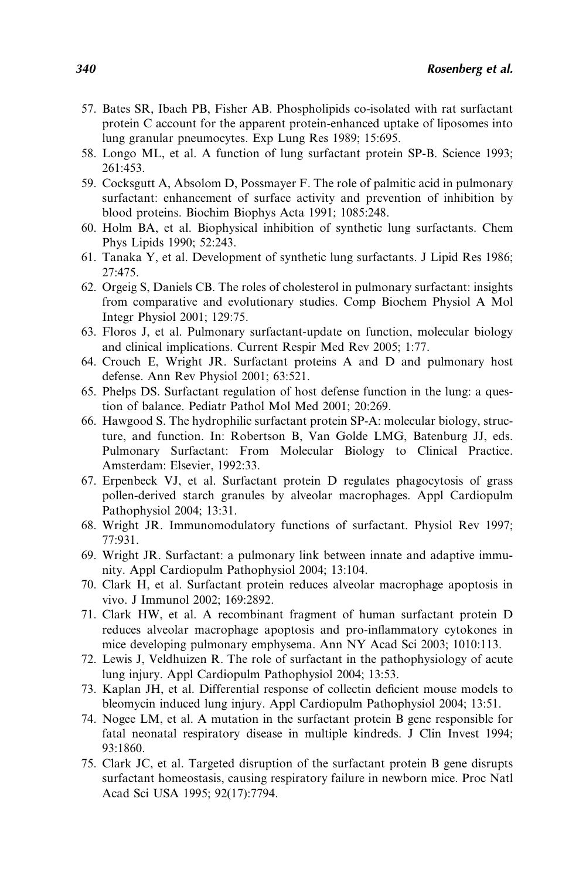57. Bates SR, Ibach PB, Fisher AB. Phospholipids co-isolated with rat surfactant protein C account for the apparent protein-enhanced uptake of liposomes into lung granular pneumocytes. Exp Lung Res 1989; 15:695.
58. Longo ML, et al. A function of lung surfactant protein SP-B. Science 1993; 261:453.
59. Cocksgutt A, Absolom D, Possmayer F. The role of palmitic acid in pulmonary surfactant: enhancement of surface activity and prevention of inhibition by blood proteins. Biochim Biophys Acta 1991; 1085:248.
60. Holm BA, et al. Biophysical inhibition of synthetic lung surfactants. Chem Phys Lipids 1990; 52:243.
61. Tanaka Y, et al. Development of synthetic lung surfactants. J Lipid Res 1986; 27:475.
62. Orgeig S, Daniels CB. The roles of cholesterol in pulmonary surfactant: insights from comparative and evolutionary studies. Comp Biochem Physiol A Mol Integr Physiol 2001; 129:75.
63. Floros J, et al. Pulmonary surfactant-update on function, molecular biology and clinical implications. Current Respir Med Rev 2005; 1:77.
64. Crouch E, Wright JR. Surfactant proteins A and D and pulmonary host defense. Ann Rev Physiol 2001; 63:521.
65. Phelps DS. Surfactant regulation of host defense function in the lung: a question of balance. Pediatr Pathol Mol Med 2001; 20:269.
66. Hawgood S. The hydrophilic surfactant protein SP-A: molecular biology, structure, and function. In: Robertson B, Van Golde LMG, Batenburg JJ, eds. Pulmonary Surfactant: From Molecular Biology to Clinical Practice. Amsterdam: Elsevier, 1992:33.
67. Erpenbeck VJ, et al. Surfactant protein D regulates phagocytosis of grass pollen-derived starch granules by alveolar macrophages. Appl Cardiopulm Pathophysiol 2004; 13:31.
68. Wright JR. Immunomodulatory functions of surfactant. Physiol Rev 1997; 77:931.
69. Wright JR. Surfactant: a pulmonary link between innate and adaptive immunity. Appl Cardiopulm Pathophysiol 2004; 13:104.
70. Clark H, et al. Surfactant protein reduces alveolar macrophage apoptosis in vivo. J Immunol 2002; 169:2892.
71. Clark HW, et al. A recombinant fragment of human surfactant protein D reduces alveolar macrophage apoptosis and pro-inflammatory cytokones in mice developing pulmonary emphysema. Ann NY Acad Sci 2003; 1010:113.
72. Lewis J, Veldhuizen R. The role of surfactant in the pathophysiology of acute lung injury. Appl Cardiopulm Pathophysiol 2004; 13:53.
73. Kaplan JH, et al. Differential response of collectin deficient mouse models to bleomycin induced lung injury. Appl Cardiopulm Pathophysiol 2004; 13:51.
74. Nogee LM, et al. A mutation in the surfactant protein B gene responsible for fatal neonatal respiratory disease in multiple kindreds. J Clin Invest 1994; 93:1860.
75. Clark JC, et al. Targeted disruption of the surfactant protein B gene disrupts surfactant homeostasis, causing respiratory failure in newborn mice. Proc Natl Acad Sci USA 1995; 92(17):7794.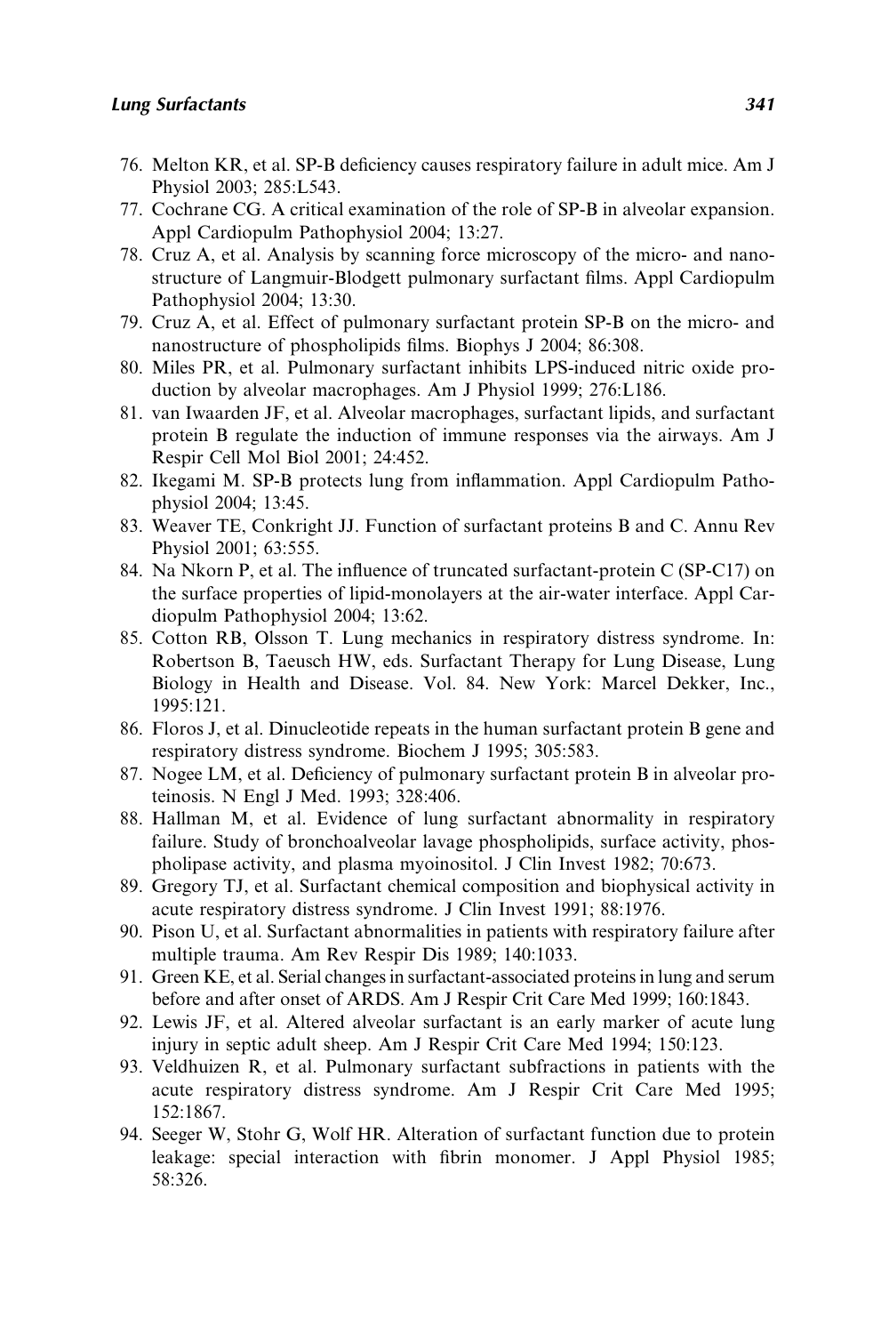76. Melton KR, et al. SP-B deficiency causes respiratory failure in adult mice. Am J Physiol 2003; 285:L543.
77. Cochrane CG. A critical examination of the role of SP-B in alveolar expansion. Appl Cardiopulm Pathophysiol 2004; 13:27.
78. Cruz A, et al. Analysis by scanning force microscopy of the micro- and nanostructure of Langmuir-Blodgett pulmonary surfactant films. Appl Cardiopulm Pathophysiol 2004; 13:30.
79. Cruz A, et al. Effect of pulmonary surfactant protein SP-B on the micro- and nanostructure of phospholipids films. Biophys J 2004; 86:308.
80. Miles PR, et al. Pulmonary surfactant inhibits LPS-induced nitric oxide production by alveolar macrophages. Am J Physiol 1999; 276:L186.
81. van Iwaarden JF, et al. Alveolar macrophages, surfactant lipids, and surfactant protein B regulate the induction of immune responses via the airways. Am J Respir Cell Mol Biol 2001; 24:452.
82. Ikegami M. SP-B protects lung from inflammation. Appl Cardiopulm Pathophysiol 2004; 13:45.
83. Weaver TE, Conkright JJ. Function of surfactant proteins B and C. Annu Rev Physiol 2001; 63:555.
84. Na Nkorn P, et al. The influence of truncated surfactant-protein C (SP-C17) on the surface properties of lipid-monolayers at the air-water interface. Appl Cardiopulm Pathophysiol 2004; 13:62.
85. Cotton RB, Olsson T. Lung mechanics in respiratory distress syndrome. In: Robertson B, Taeusch HW, eds. Surfactant Therapy for Lung Disease, Lung Biology in Health and Disease. Vol. 84. New York: Marcel Dekker, Inc., 1995:121.
86. Floros J, et al. Dinucleotide repeats in the human surfactant protein B gene and respiratory distress syndrome. Biochem J 1995; 305:583.
87. Nogee LM, et al. Deficiency of pulmonary surfactant protein B in alveolar proteinosis. N Engl J Med. 1993; 328:406.
88. Hallman M, et al. Evidence of lung surfactant abnormality in respiratory failure. Study of bronchoalveolar lavage phospholipids, surface activity, phospholipase activity, and plasma myoinositol. J Clin Invest 1982; 70:673.
89. Gregory TJ, et al. Surfactant chemical composition and biophysical activity in acute respiratory distress syndrome. J Clin Invest 1991; 88:1976.
90. Pison U, et al. Surfactant abnormalities in patients with respiratory failure after multiple trauma. Am Rev Respir Dis 1989; 140:1033.
91. Green KE, et al. Serial changes in surfactant-associated proteins in lung and serum before and after onset of ARDS. Am J Respir Crit Care Med 1999; 160:1843.
92. Lewis JF, et al. Altered alveolar surfactant is an early marker of acute lung injury in septic adult sheep. Am J Respir Crit Care Med 1994; 150:123.
93. Veldhuizen R, et al. Pulmonary surfactant subfractions in patients with the acute respiratory distress syndrome. Am J Respir Crit Care Med 1995; 152:1867.
94. Seeger W, Stohr G, Wolf HR. Alteration of surfactant function due to protein leakage: special interaction with fibrin monomer. J Appl Physiol 1985; 58:326.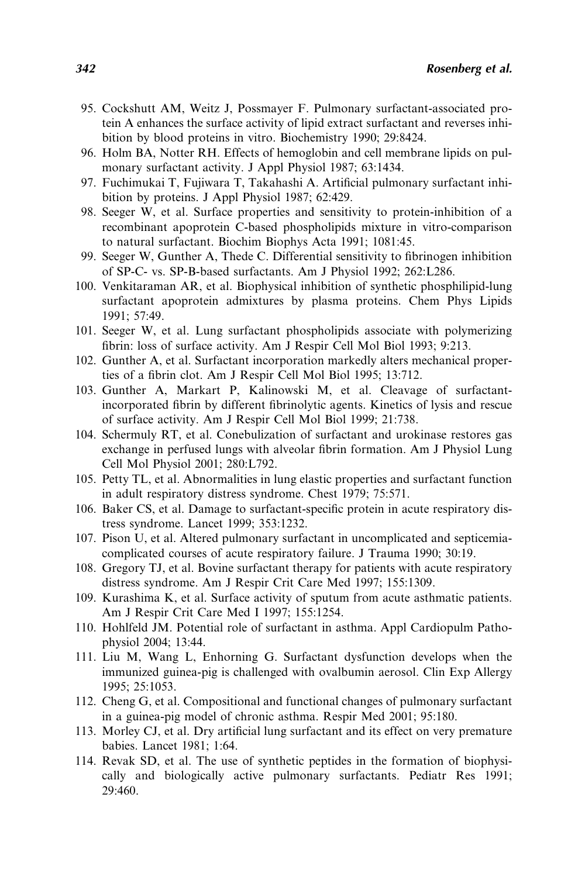95. Cockshutt AM, Weitz J, Possmayer F. Pulmonary surfactant-associated protein A enhances the surface activity of lipid extract surfactant and reverses inhibition by blood proteins in vitro. Biochemistry 1990; 29:8424.
96. Holm BA, Notter RH. Effects of hemoglobin and cell membrane lipids on pulmonary surfactant activity. J Appl Physiol 1987; 63:1434.
97. Fuchimukai T, Fujiwara T, Takahashi A. Artificial pulmonary surfactant inhibition by proteins. J Appl Physiol 1987; 62:429.
98. Seeger W, et al. Surface properties and sensitivity to protein-inhibition of a recombinant apoprotein C-based phospholipids mixture in vitro-comparison to natural surfactant. Biochim Biophys Acta 1991; 1081:45.
99. Seeger W, Gunther A, Thede C. Differential sensitivity to fibrinogen inhibition of SP-C- vs. SP-B-based surfactants. Am J Physiol 1992; 262:L286.
100. Venkitaraman AR, et al. Biophysical inhibition of synthetic phosphilipid-lung surfactant apoprotein admixtures by plasma proteins. Chem Phys Lipids 1991; 57:49.
101. Seeger W, et al. Lung surfactant phospholipids associate with polymerizing fibrin: loss of surface activity. Am J Respir Cell Mol Biol 1993; 9:213.
102. Gunther A, et al. Surfactant incorporation markedly alters mechanical properties of a fibrin clot. Am J Respir Cell Mol Biol 1995; 13:712.
103. Gunther A, Markart P, Kalinowski M, et al. Cleavage of surfactant-incorporated fibrin by different fibrinolytic agents. Kinetics of lysis and rescue of surface activity. Am J Respir Cell Mol Biol 1999; 21:738.
104. Schermuly RT, et al. Conebulization of surfactant and urokinase restores gas exchange in perfused lungs with alveolar fibrin formation. Am J Physiol Lung Cell Mol Physiol 2001; 280:L792.
105. Petty TL, et al. Abnormalities in lung elastic properties and surfactant function in adult respiratory distress syndrome. Chest 1979; 75:571.
106. Baker CS, et al. Damage to surfactant-specific protein in acute respiratory distress syndrome. Lancet 1999; 353:1232.
107. Pison U, et al. Altered pulmonary surfactant in uncomplicated and septicemia-complicated courses of acute respiratory failure. J Trauma 1990; 30:19.
108. Gregory TJ, et al. Bovine surfactant therapy for patients with acute respiratory distress syndrome. Am J Respir Crit Care Med 1997; 155:1309.
109. Kurashima K, et al. Surface activity of sputum from acute asthmatic patients. Am J Respir Crit Care Med I 1997; 155:1254.
110. Hohlfeld JM. Potential role of surfactant in asthma. Appl Cardiopulm Pathophysiol 2004; 13:44.
111. Liu M, Wang L, Enhorning G. Surfactant dysfunction develops when the immunized guinea-pig is challenged with ovalbumin aerosol. Clin Exp Allergy 1995; 25:1053.
112. Cheng G, et al. Compositional and functional changes of pulmonary surfactant in a guinea-pig model of chronic asthma. Respir Med 2001; 95:180.
113. Morley CJ, et al. Dry artificial lung surfactant and its effect on very premature babies. Lancet 1981; 1:64.
114. Revak SD, et al. The use of synthetic peptides in the formation of biophysically and biologically active pulmonary surfactants. Pediatr Res 1991; 29:460.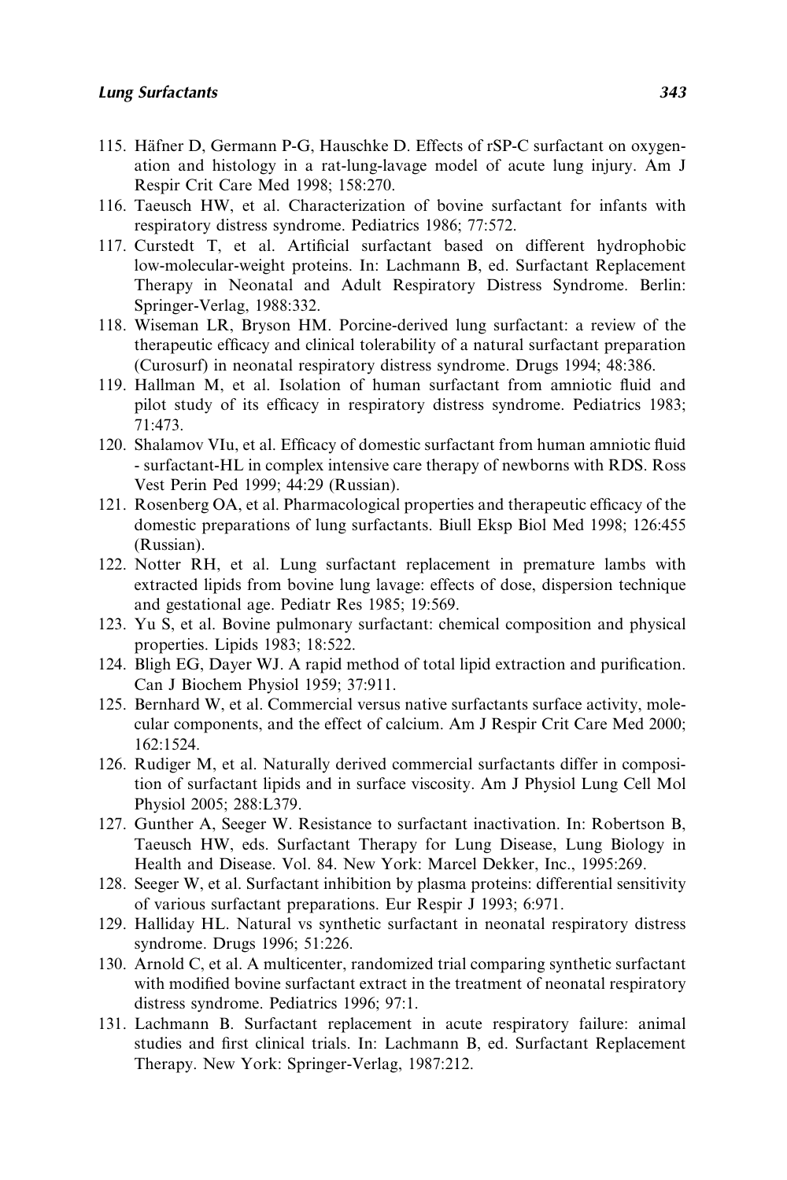115. Häfner D, Germann P-G, Hauschke D. Effects of rSP-C surfactant on oxygenation and histology in a rat-lung-lavage model of acute lung injury. Am J Respir Crit Care Med 1998; 158:270.
116. Taeusch HW, et al. Characterization of bovine surfactant for infants with respiratory distress syndrome. Pediatrics 1986; 77:572.
117. Curstedt T, et al. Artificial surfactant based on different hydrophobic low-molecular-weight proteins. In: Lachmann B, ed. Surfactant Replacement Therapy in Neonatal and Adult Respiratory Distress Syndrome. Berlin: Springer-Verlag, 1988:332.
118. Wiseman LR, Bryson HM. Porcine-derived lung surfactant: a review of the therapeutic efficacy and clinical tolerability of a natural surfactant preparation (Curosurf) in neonatal respiratory distress syndrome. Drugs 1994; 48:386.
119. Hallman M, et al. Isolation of human surfactant from amniotic fluid and pilot study of its efficacy in respiratory distress syndrome. Pediatrics 1983; 71:473.
120. Shalamov VIu, et al. Efficacy of domestic surfactant from human amniotic fluid - surfactant-HL in complex intensive care therapy of newborns with RDS. Ross Vest Perin Ped 1999; 44:29 (Russian).
121. Rosenberg OA, et al. Pharmacological properties and therapeutic efficacy of the domestic preparations of lung surfactants. Biull Eksp Biol Med 1998; 126:455 (Russian).
122. Notter RH, et al. Lung surfactant replacement in premature lambs with extracted lipids from bovine lung lavage: effects of dose, dispersion technique and gestational age. Pediatr Res 1985; 19:569.
123. Yu S, et al. Bovine pulmonary surfactant: chemical composition and physical properties. Lipids 1983; 18:522.
124. Bligh EG, Dayer WJ. A rapid method of total lipid extraction and purification. Can J Biochem Physiol 1959; 37:911.
125. Bernhard W, et al. Commercial versus native surfactants surface activity, molecular components, and the effect of calcium. Am J Respir Crit Care Med 2000; 162:1524.
126. Rudiger M, et al. Naturally derived commercial surfactants differ in composition of surfactant lipids and in surface viscosity. Am J Physiol Lung Cell Mol Physiol 2005; 288:L379.
127. Gunther A, Seeger W. Resistance to surfactant inactivation. In: Robertson B, Taeusch HW, eds. Surfactant Therapy for Lung Disease, Lung Biology in Health and Disease. Vol. 84. New York: Marcel Dekker, Inc., 1995:269.
128. Seeger W, et al. Surfactant inhibition by plasma proteins: differential sensitivity of various surfactant preparations. Eur Respir J 1993; 6:971.
129. Halliday HL. Natural vs synthetic surfactant in neonatal respiratory distress syndrome. Drugs 1996; 51:226.
130. Arnold C, et al. A multicenter, randomized trial comparing synthetic surfactant with modified bovine surfactant extract in the treatment of neonatal respiratory distress syndrome. Pediatrics 1996; 97:1.
131. Lachmann B. Surfactant replacement in acute respiratory failure: animal studies and first clinical trials. In: Lachmann B, ed. Surfactant Replacement Therapy. New York: Springer-Verlag, 1987:212.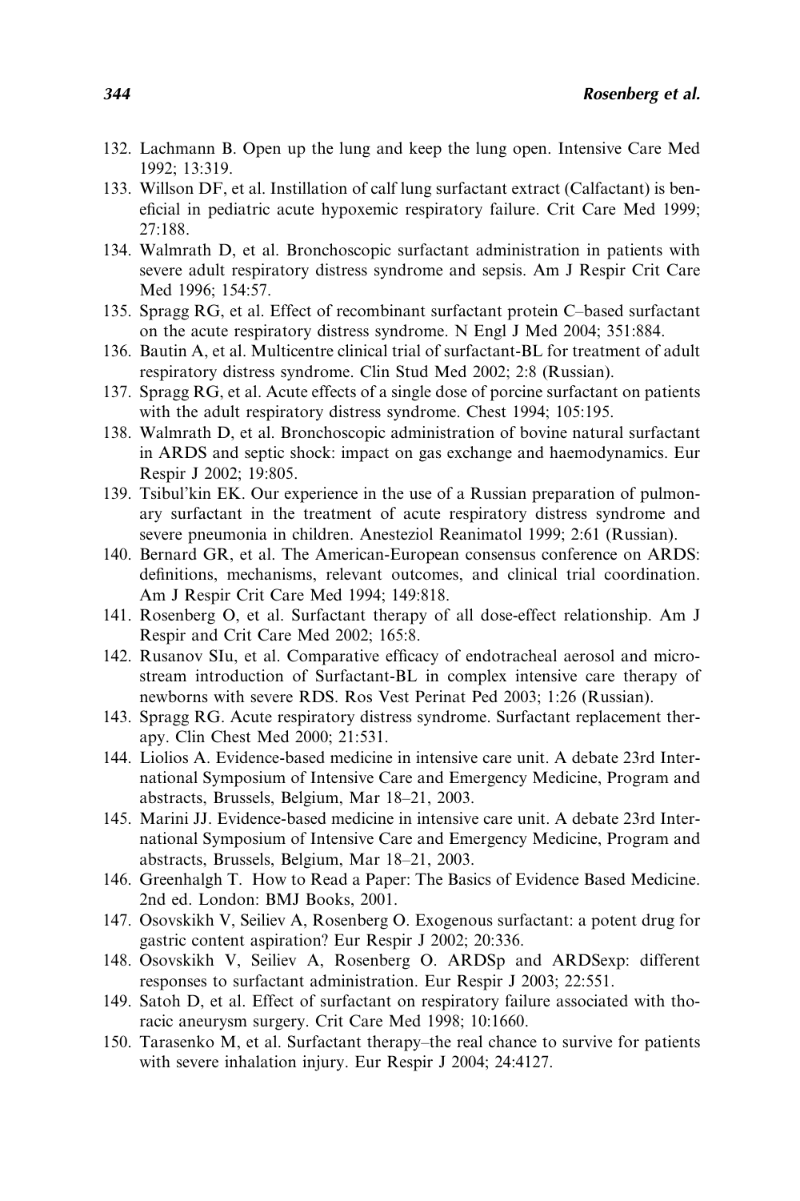132. Lachmann B. Open up the lung and keep the lung open. Intensive Care Med 1992; 13:319.
133. Willson DF, et al. Instillation of calf lung surfactant extract (Calfactant) is beneficial in pediatric acute hypoxemic respiratory failure. Crit Care Med 1999; 27:188.
134. Walmrath D, et al. Bronchoscopic surfactant administration in patients with severe adult respiratory distress syndrome and sepsis. Am J Respir Crit Care Med 1996; 154:57.
135. Spragg RG, et al. Effect of recombinant surfactant protein C–based surfactant on the acute respiratory distress syndrome. N Engl J Med 2004; 351:884.
136. Bautin A, et al. Multicentre clinical trial of surfactant-BL for treatment of adult respiratory distress syndrome. Clin Stud Med 2002; 2:8 (Russian).
137. Spragg RG, et al. Acute effects of a single dose of porcine surfactant on patients with the adult respiratory distress syndrome. Chest 1994; 105:195.
138. Walmrath D, et al. Bronchoscopic administration of bovine natural surfactant in ARDS and septic shock: impact on gas exchange and haemodynamics. Eur Respir J 2002; 19:805.
139. Tsibul'kin EK. Our experience in the use of a Russian preparation of pulmonary surfactant in the treatment of acute respiratory distress syndrome and severe pneumonia in children. Anesteziol Reanimatol 1999; 2:61 (Russian).
140. Bernard GR, et al. The American-European consensus conference on ARDS: definitions, mechanisms, relevant outcomes, and clinical trial coordination. Am J Respir Crit Care Med 1994; 149:818.
141. Rosenberg O, et al. Surfactant therapy of all dose-effect relationship. Am J Respir and Crit Care Med 2002; 165:8.
142. Rusanov SIu, et al. Comparative efficacy of endotracheal aerosol and microstream introduction of Surfactant-BL in complex intensive care therapy of newborns with severe RDS. Ros Vest Perinat Ped 2003; 1:26 (Russian).
143. Spragg RG. Acute respiratory distress syndrome. Surfactant replacement therapy. Clin Chest Med 2000; 21:531.
144. Liolios A. Evidence-based medicine in intensive care unit. A debate 23rd International Symposium of Intensive Care and Emergency Medicine, Program and abstracts, Brussels, Belgium, Mar 18–21, 2003.
145. Marini JJ. Evidence-based medicine in intensive care unit. A debate 23rd International Symposium of Intensive Care and Emergency Medicine, Program and abstracts, Brussels, Belgium, Mar 18–21, 2003.
146. Greenhalgh T. How to Read a Paper: The Basics of Evidence Based Medicine. 2nd ed. London: BMJ Books, 2001.
147. Osovskikh V, Seiliev A, Rosenberg O. Exogenous surfactant: a potent drug for gastric content aspiration? Eur Respir J 2002; 20:336.
148. Osovskikh V, Seiliev A, Rosenberg O. ARDSp and ARDSexp: different responses to surfactant administration. Eur Respir J 2003; 22:551.
149. Satoh D, et al. Effect of surfactant on respiratory failure associated with thoracic aneurysm surgery. Crit Care Med 1998; 10:1660.
150. Tarasenko M, et al. Surfactant therapy–the real chance to survive for patients with severe inhalation injury. Eur Respir J 2004; 24:4127.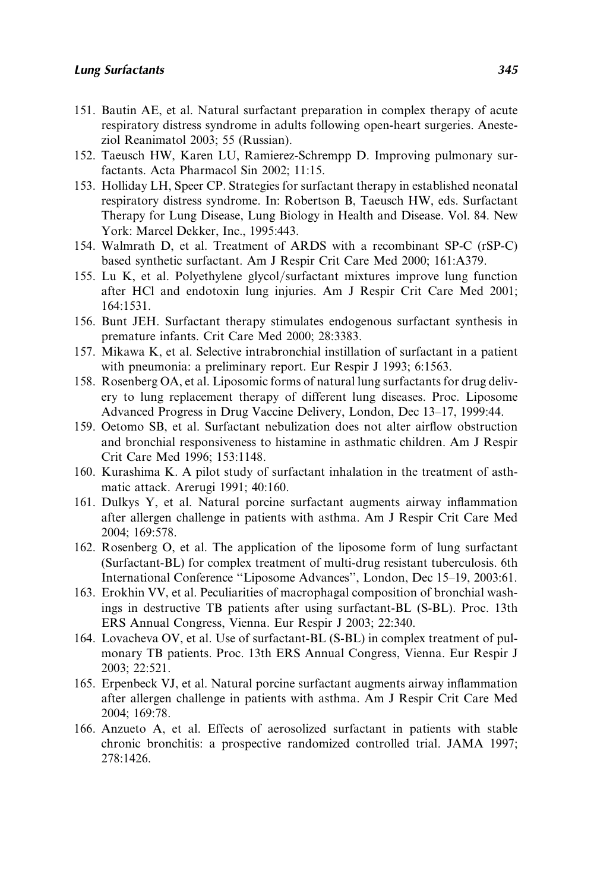151. Bautin AE, et al. Natural surfactant preparation in complex therapy of acute respiratory distress syndrome in adults following open-heart surgeries. Anesteziol Reanimatol 2003; 55 (Russian).
152. Taeusch HW, Karen LU, Ramierez-Schrempp D. Improving pulmonary surfactants. Acta Pharmacol Sin 2002; 11:15.
153. Holliday LH, Speer CP. Strategies for surfactant therapy in established neonatal respiratory distress syndrome. In: Robertson B, Taeusch HW, eds. Surfactant Therapy for Lung Disease, Lung Biology in Health and Disease. Vol. 84. New York: Marcel Dekker, Inc., 1995:443.
154. Walmrath D, et al. Treatment of ARDS with a recombinant SP-C (rSP-C) based synthetic surfactant. Am J Respir Crit Care Med 2000; 161:A379.
155. Lu K, et al. Polyethylene glycol/surfactant mixtures improve lung function after HCl and endotoxin lung injuries. Am J Respir Crit Care Med 2001; 164:1531.
156. Bunt JEH. Surfactant therapy stimulates endogenous surfactant synthesis in premature infants. Crit Care Med 2000; 28:3383.
157. Mikawa K, et al. Selective intrabronchial instillation of surfactant in a patient with pneumonia: a preliminary report. Eur Respir J 1993; 6:1563.
158. Rosenberg OA, et al. Liposomic forms of natural lung surfactants for drug delivery to lung replacement therapy of different lung diseases. Proc. Liposome Advanced Progress in Drug Vaccine Delivery, London, Dec 13–17, 1999:44.
159. Oetomo SB, et al. Surfactant nebulization does not alter airflow obstruction and bronchial responsiveness to histamine in asthmatic children. Am J Respir Crit Care Med 1996; 153:1148.
160. Kurashima K. A pilot study of surfactant inhalation in the treatment of asthmatic attack. Arerugi 1991; 40:160.
161. Dulkys Y, et al. Natural porcine surfactant augments airway inflammation after allergen challenge in patients with asthma. Am J Respir Crit Care Med 2004; 169:578.
162. Rosenberg O, et al. The application of the liposome form of lung surfactant (Surfactant-BL) for complex treatment of multi-drug resistant tuberculosis. 6th International Conference "Liposome Advances", London, Dec 15–19, 2003:61.
163. Erokhin VV, et al. Peculiarities of macrophagal composition of bronchial washings in destructive TB patients after using surfactant-BL (S-BL). Proc. 13th ERS Annual Congress, Vienna. Eur Respir J 2003; 22:340.
164. Lovacheva OV, et al. Use of surfactant-BL (S-BL) in complex treatment of pulmonary TB patients. Proc. 13th ERS Annual Congress, Vienna. Eur Respir J 2003; 22:521.
165. Erpenbeck VJ, et al. Natural porcine surfactant augments airway inflammation after allergen challenge in patients with asthma. Am J Respir Crit Care Med 2004; 169:78.
166. Anzueto A, et al. Effects of aerosolized surfactant in patients with stable chronic bronchitis: a prospective randomized controlled trial. JAMA 1997; 278:1426.